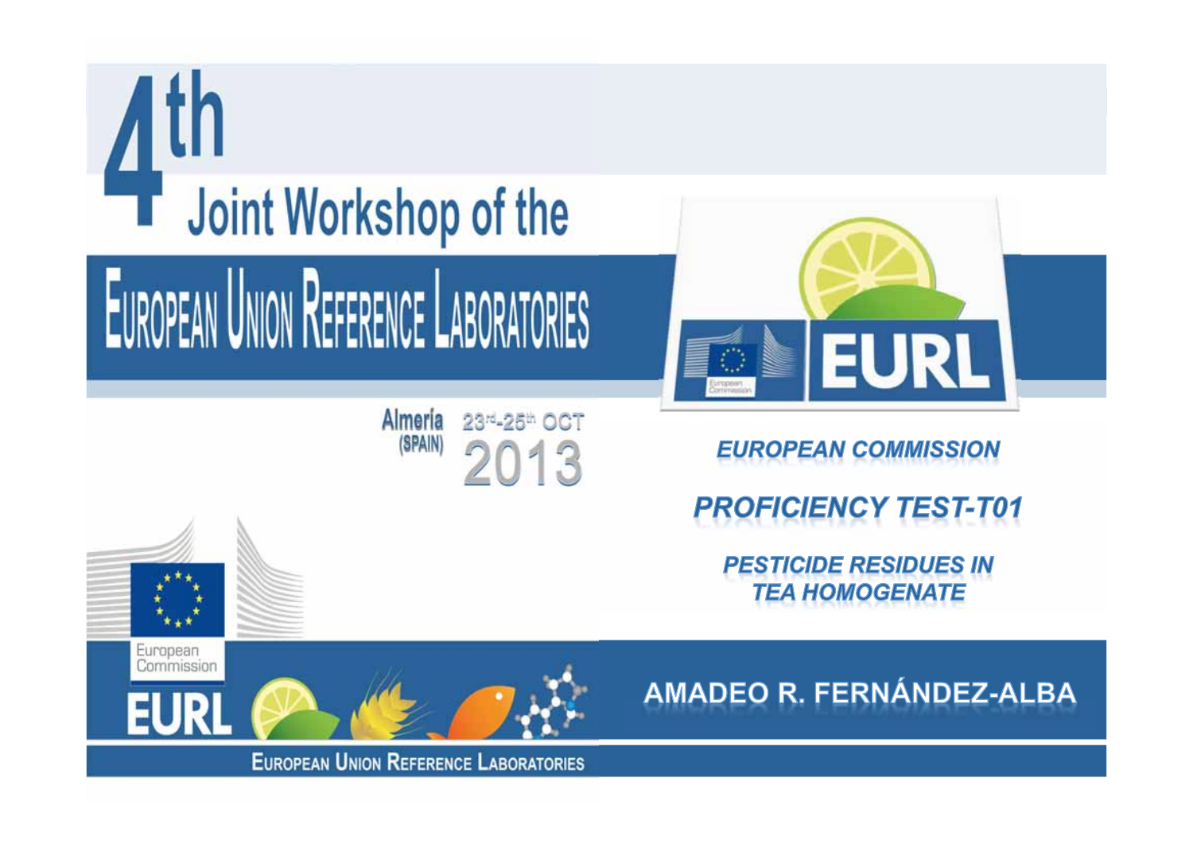# 4th Joint Workshop of the European Union Reference Laboratories

Almería (SPAIN) 23rd-25th OCT 2013

EUROPEAN COMMISSION

## PROFICIENCY TEST-T01

### PESTICIDE RESIDUES IN TEA HOMOGENATE

AMADEO R. FERNÁNDEZ-ALBA

European Union Reference Laboratories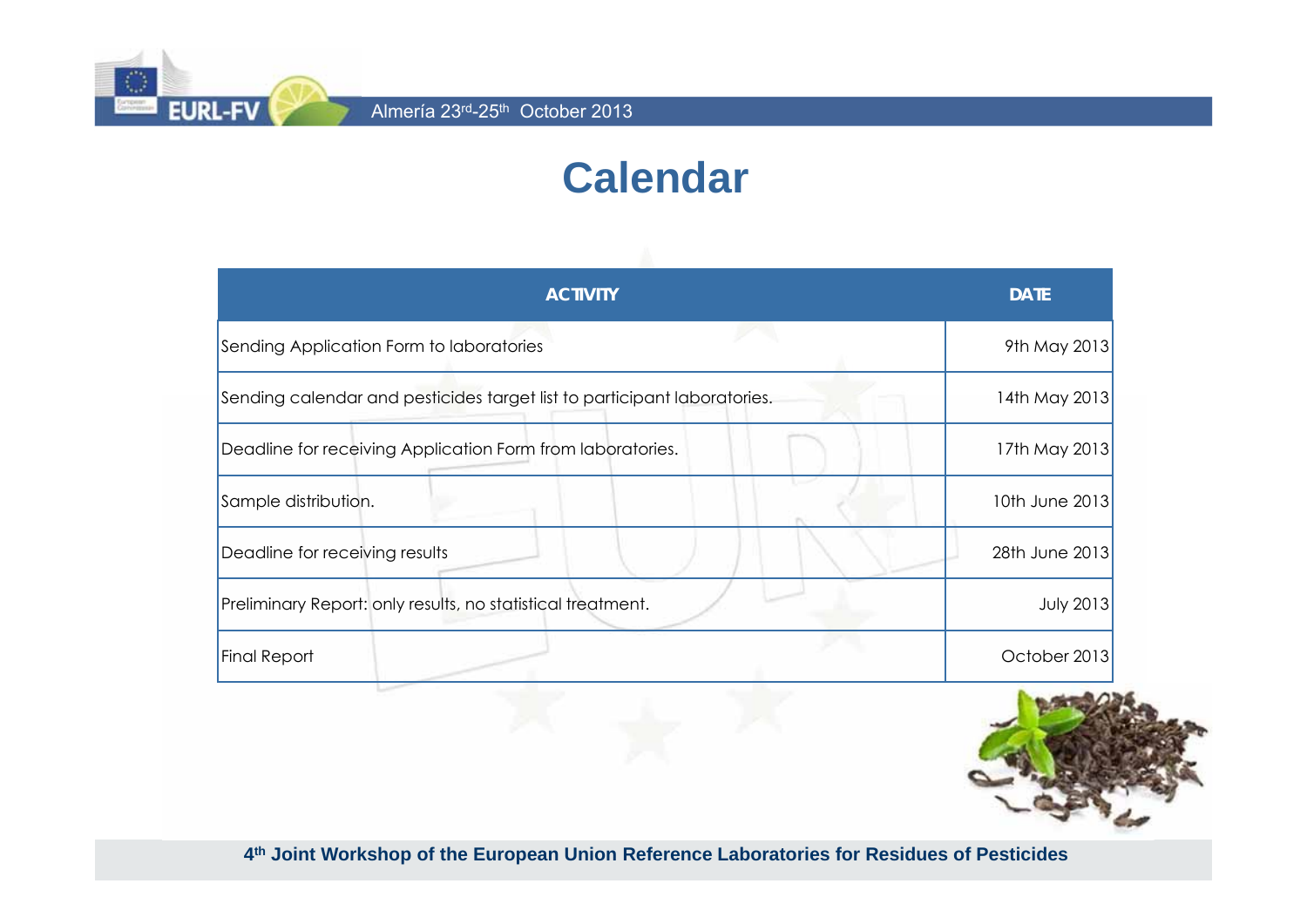# Calendar

| ACTIVITY | DATE |
| --- | --- |
| Sending Application Form to laboratories | 9th May 2013 |
| Sending calendar and pesticides target list to participant laboratories. | 14th May 2013 |
| Deadline for receiving Application Form from laboratories. | 17th May 2013 |
| Sample distribution. | 10th June 2013 |
| Deadline for receiving results | 28th June 2013 |
| Preliminary Report: only results, no statistical treatment. | July 2013 |
| Final Report | October 2013 |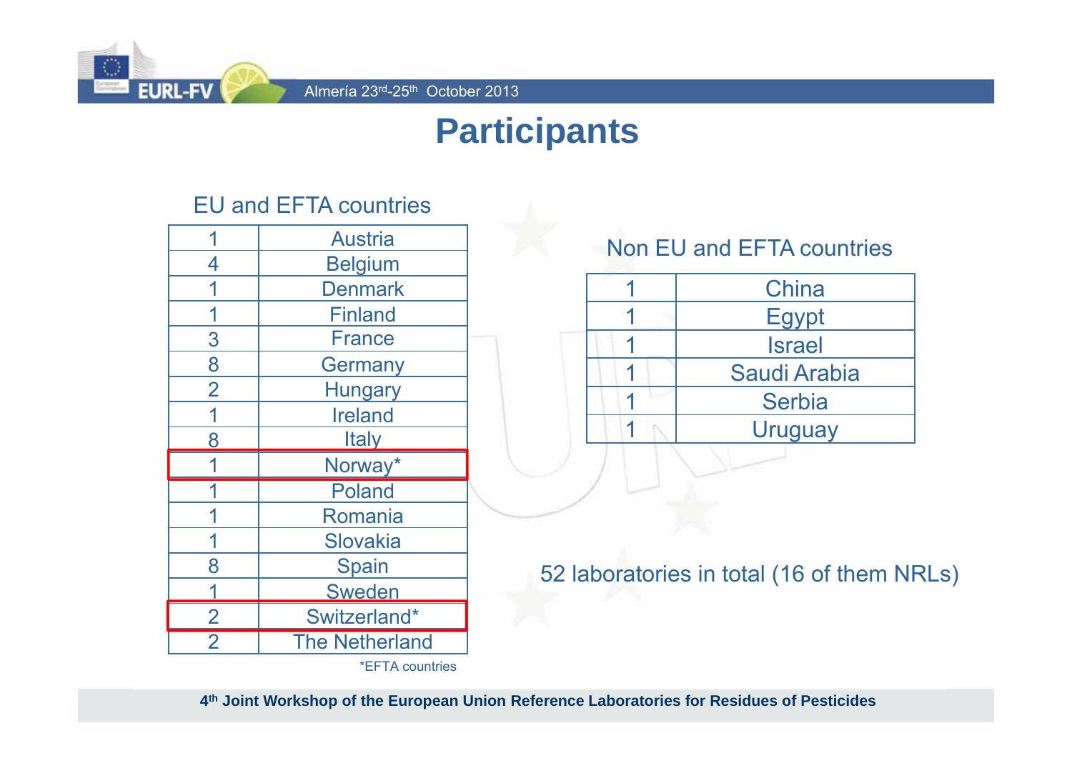# Participants

EU and EFTA countries

| | |
|---|---|
| 1 | Austria |
| 4 | Belgium |
| 1 | Denmark |
| 1 | Finland |
| 3 | France |
| 8 | Germany |
| 2 | Hungary |
| 1 | Ireland |
| 8 | Italy |
| 1 | Norway* |
| 1 | Poland |
| 1 | Romania |
| 1 | Slovakia |
| 8 | Spain |
| 1 | Sweden |
| 2 | Switzerland* |
| 2 | The Netherland |

*EFTA countries

Non EU and EFTA countries

| | |
|---|---|
| 1 | China |
| 1 | Egypt |
| 1 | Israel |
| 1 | Saudi Arabia |
| 1 | Serbia |
| 1 | Uruguay |

52 laboratories in total (16 of them NRLs)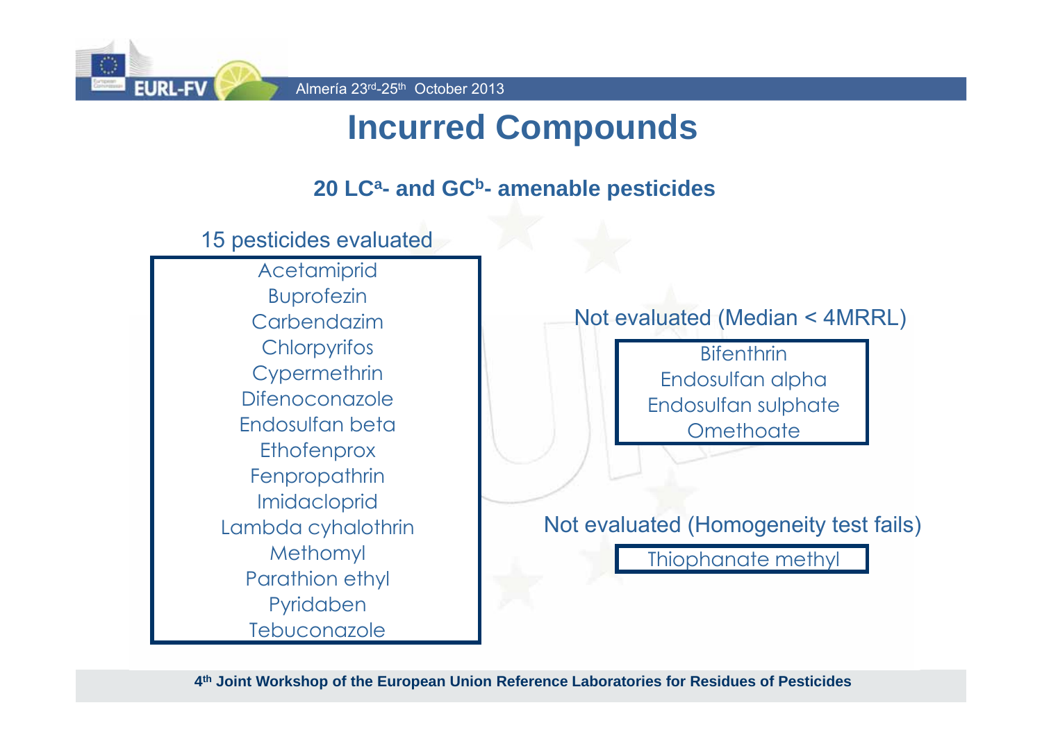# Incurred Compounds

**20 LC[a]- and GC[b]- amenable pesticides**

15 pesticides evaluated

- Acetamiprid
- Buprofezin
- Carbendazim
- Chlorpyrifos
- Cypermethrin
- Difenoconazole
- Endosulfan beta
- Ethofenprox
- Fenpropathrin
- Imidacloprid
- Lambda cyhalothrin
- Methomyl
- Parathion ethyl
- Pyridaben
- Tebuconazole

Not evaluated (Median < 4MRRL)

- Bifenthrin
- Endosulfan alpha
- Endosulfan sulphate
- Omethoate

Not evaluated (Homogeneity test fails)

- Thiophanate methyl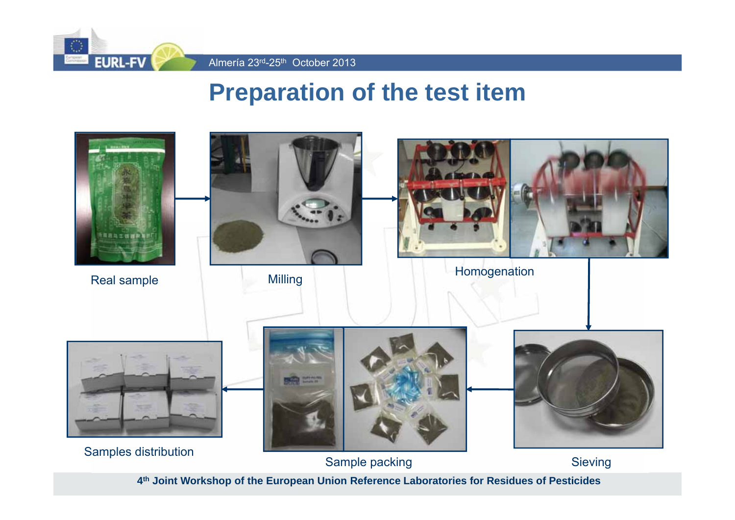# Preparation of the test item

Real sample → Milling → Homogenation → Sieving → Sample packing → Samples distribution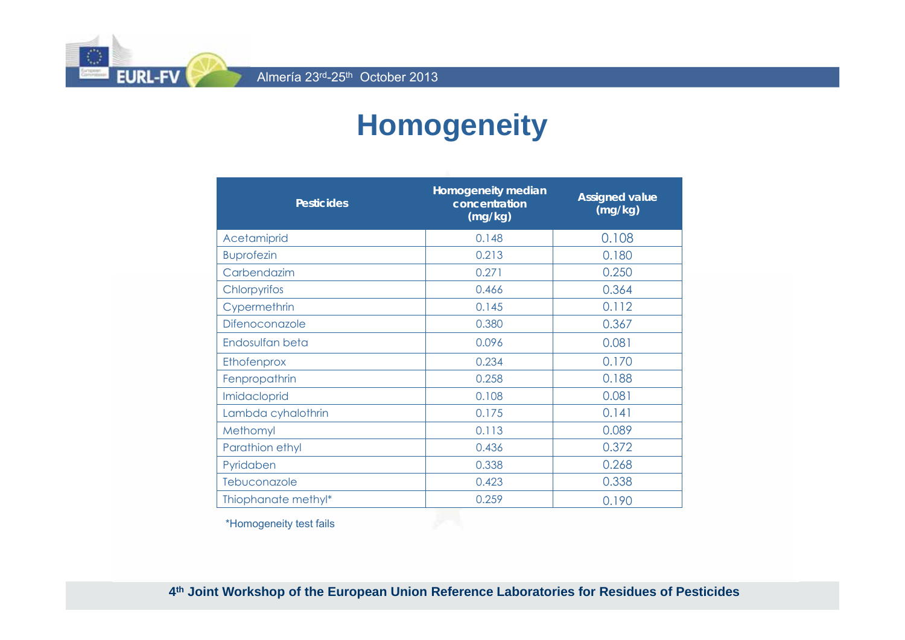# Homogeneity

| Pesticides | Homogeneity median concentration (mg/kg) | Assigned value (mg/kg) |
|---|---|---|
| Acetamiprid | 0.148 | 0.108 |
| Buprofezin | 0.213 | 0.180 |
| Carbendazim | 0.271 | 0.250 |
| Chlorpyrifos | 0.466 | 0.364 |
| Cypermethrin | 0.145 | 0.112 |
| Difenoconazole | 0.380 | 0.367 |
| Endosulfan beta | 0.096 | 0.081 |
| Ethofenprox | 0.234 | 0.170 |
| Fenpropathrin | 0.258 | 0.188 |
| Imidacloprid | 0.108 | 0.081 |
| Lambda cyhalothrin | 0.175 | 0.141 |
| Methomyl | 0.113 | 0.089 |
| Parathion ethyl | 0.436 | 0.372 |
| Pyridaben | 0.338 | 0.268 |
| Tebuconazole | 0.423 | 0.338 |
| Thiophanate methyl* | 0.259 | 0.190 |

*Homogeneity test fails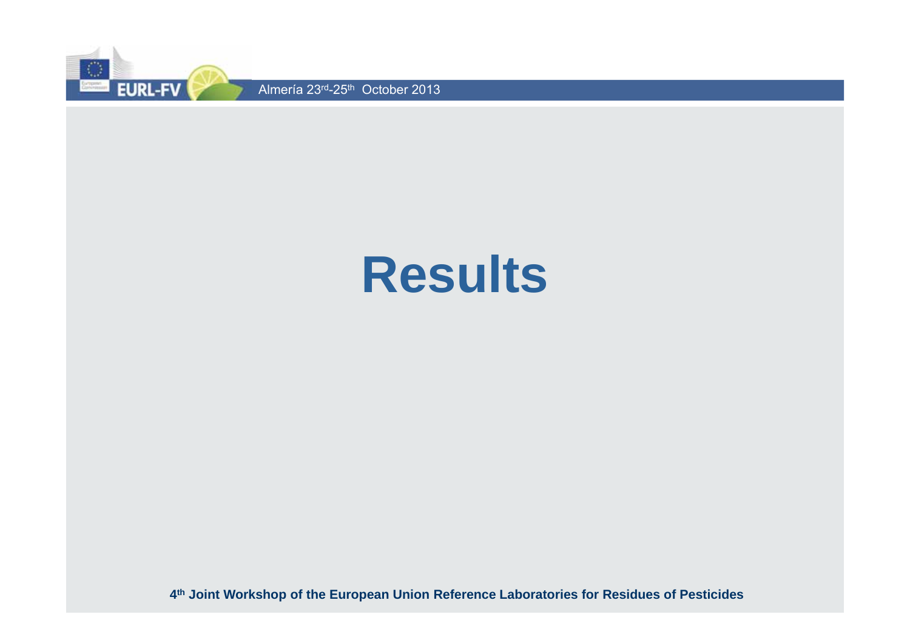# Results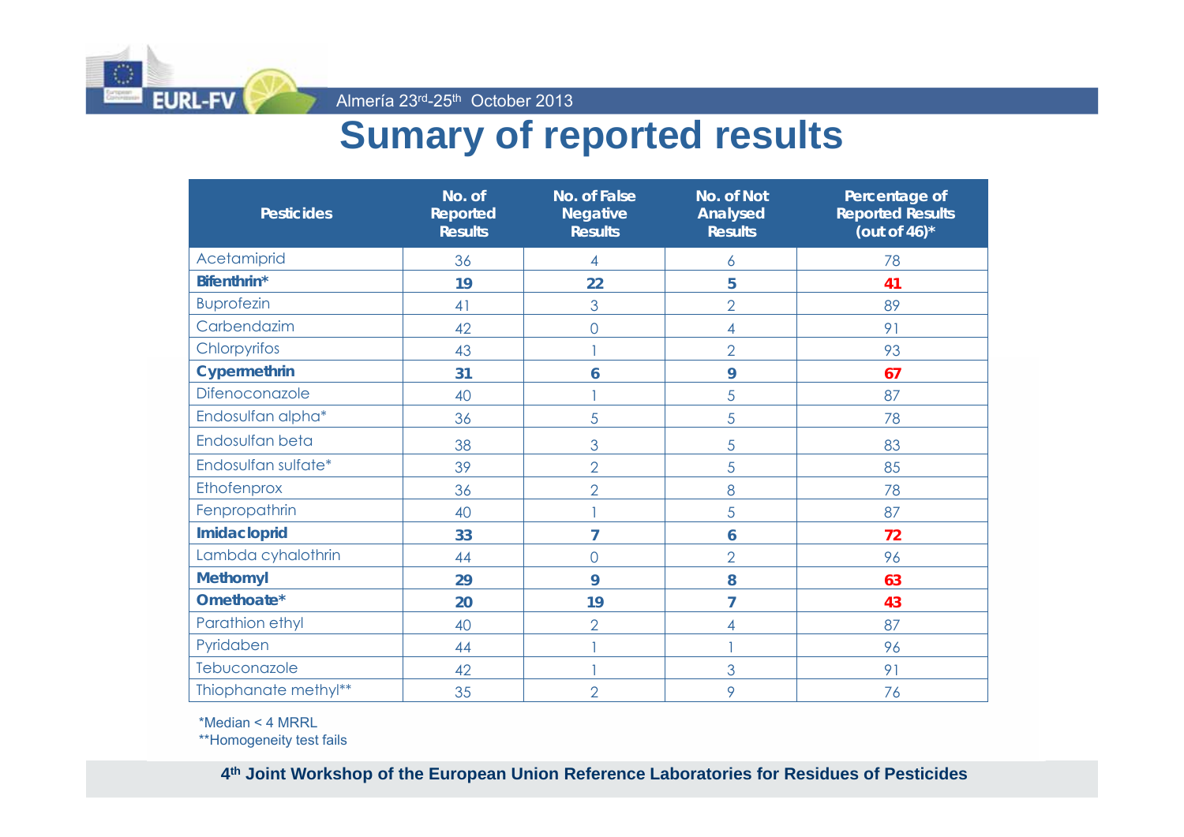# Sumary of reported results

| Pesticides | No. of Reported Results | No. of False Negative Results | No. of Not Analysed Results | Percentage of Reported Results (out of 46)* |
|---|---|---|---|---|
| Acetamiprid | 36 | 4 | 6 | 78 |
| **Bifenthrin*** | **19** | **22** | **5** | **41** |
| Buprofezin | 41 | 3 | 2 | 89 |
| Carbendazim | 42 | 0 | 4 | 91 |
| Chlorpyrifos | 43 | 1 | 2 | 93 |
| **Cypermethrin** | **31** | **6** | **9** | **67** |
| Difenoconazole | 40 | 1 | 5 | 87 |
| Endosulfan alpha* | 36 | 5 | 5 | 78 |
| Endosulfan beta | 38 | 3 | 5 | 83 |
| Endosulfan sulfate* | 39 | 2 | 5 | 85 |
| Ethofenprox | 36 | 2 | 8 | 78 |
| Fenpropathrin | 40 | 1 | 5 | 87 |
| **Imidacloprid** | **33** | **7** | **6** | **72** |
| Lambda cyhalothrin | 44 | 0 | 2 | 96 |
| **Methomyl** | **29** | **9** | **8** | **63** |
| **Omethoate*** | **20** | **19** | **7** | **43** |
| Parathion ethyl | 40 | 2 | 4 | 87 |
| Pyridaben | 44 | 1 | 1 | 96 |
| Tebuconazole | 42 | 1 | 3 | 91 |
| Thiophanate methyl** | 35 | 2 | 9 | 76 |

*Median < 4 MRRL
**Homogeneity test fails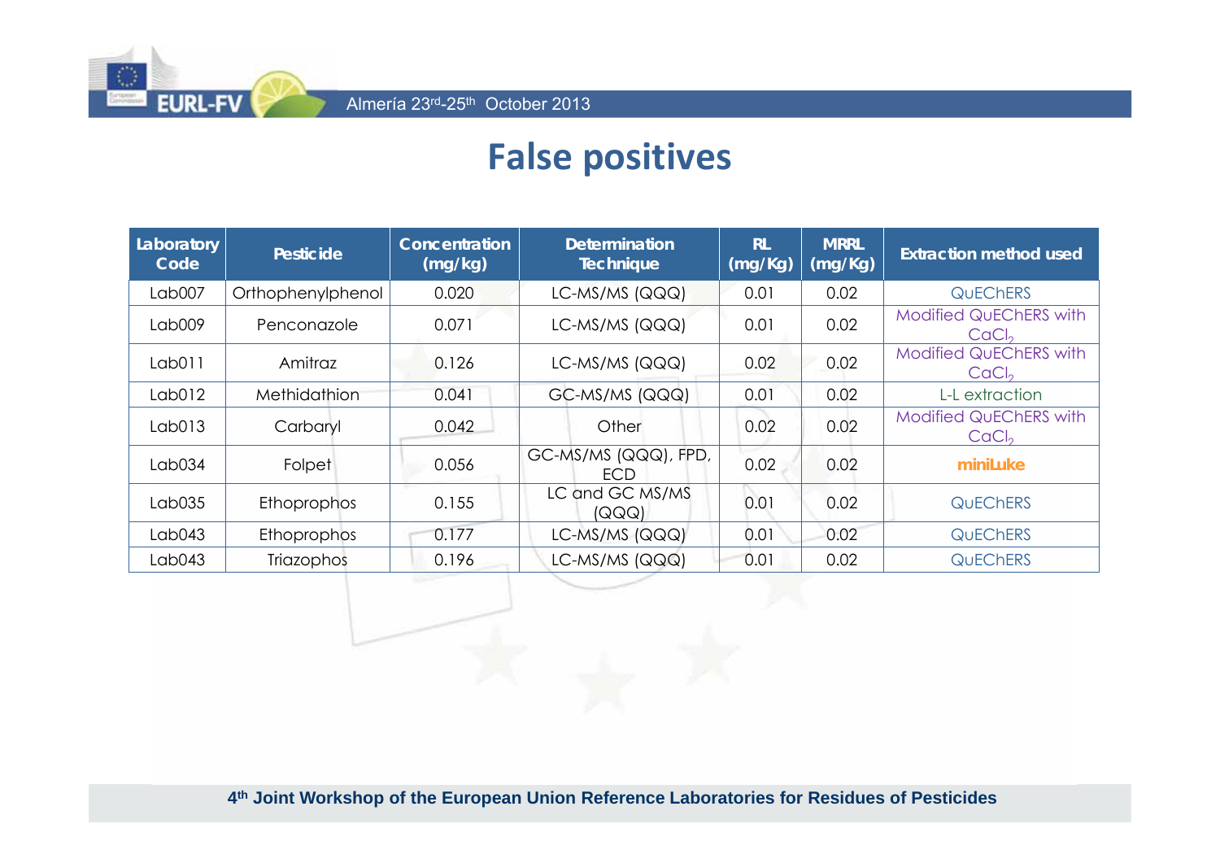# False positives

| Laboratory Code | Pesticide | Concentration (mg/kg) | Determination Technique | RL (mg/Kg) | MRRL (mg/Kg) | Extraction method used |
|---|---|---|---|---|---|---|
| Lab007 | Orthophenylphenol | 0.020 | LC-MS/MS (QQQ) | 0.01 | 0.02 | QuEChERS |
| Lab009 | Penconazole | 0.071 | LC-MS/MS (QQQ) | 0.01 | 0.02 | Modified QuEChERS with $CaCl_2$ |
| Lab011 | Amitraz | 0.126 | LC-MS/MS (QQQ) | 0.02 | 0.02 | Modified QuEChERS with $CaCl_2$ |
| Lab012 | Methidathion | 0.041 | GC-MS/MS (QQQ) | 0.01 | 0.02 | L-L extraction |
| Lab013 | Carbaryl | 0.042 | Other | 0.02 | 0.02 | Modified QuEChERS with $CaCl_2$ |
| Lab034 | Folpet | 0.056 | GC-MS/MS (QQQ), FPD, ECD | 0.02 | 0.02 | **miniLuke** |
| Lab035 | Ethoprophos | 0.155 | LC and GC MS/MS (QQQ) | 0.01 | 0.02 | QuEChERS |
| Lab043 | Ethoprophos | 0.177 | LC-MS/MS (QQQ) | 0.01 | 0.02 | QuEChERS |
| Lab043 | Triazophos | 0.196 | LC-MS/MS (QQQ) | 0.01 | 0.02 | QuEChERS |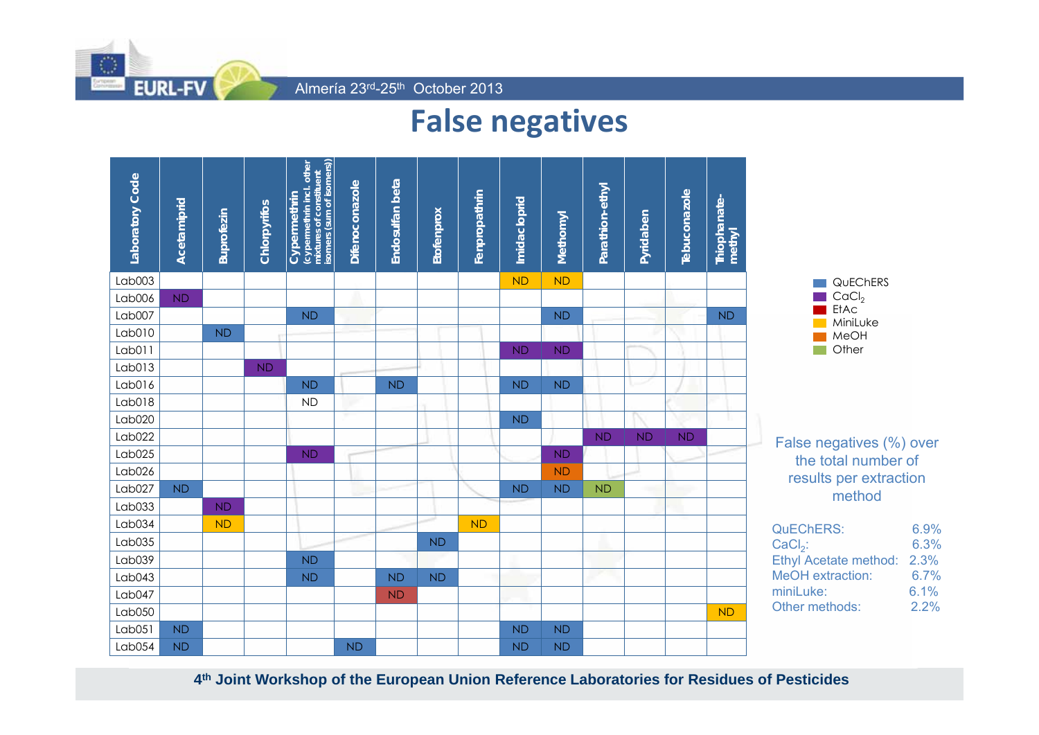# False negatives

| Laboratory Code | Acetamiprid | Buprofezin | Chlorpyrifos | Cypermethrin (cypermethrin incl. other mixtures of constituent isomers (sum of isomers)) | Difenoconazole | Endosulfan beta | Etofenprox | Fenpropathrin | Imidacloprid | Methomyl | Parathion-ethyl | Pyridaben | Tebuconazole | Thiophanate-methyl |
|---|---|---|---|---|---|---|---|---|---|---|---|---|---|---|
| Lab003 | | | | | | | | | ND | ND | | | | |
| Lab006 | ND | | | | | | | | | | | | | |
| Lab007 | | | | ND | | | | | | ND | | | | ND |
| Lab010 | | ND | | | | | | | | | | | | |
| Lab011 | | | | | | | | | ND | ND | | | | |
| Lab013 | | | ND | | | | | | | | | | | |
| Lab016 | | | | ND | | ND | | | ND | ND | | | | |
| Lab018 | | | | ND | | | | | | | | | | |
| Lab020 | | | | | | | | | ND | | | | | |
| Lab022 | | | | | | | | | | | ND | ND | ND | |
| Lab025 | | | | ND | | | | | | ND | | | | |
| Lab026 | | | | | | | | | | ND | | | | |
| Lab027 | ND | | | | | | | | ND | ND | ND | | | |
| Lab033 | | ND | | | | | | | | | | | | |
| Lab034 | | ND | | | | | | ND | | | | | | |
| Lab035 | | | | | | | ND | | | | | | | |
| Lab039 | | | | ND | | | | | | | | | | |
| Lab043 | | | | ND | | ND | ND | | | | | | | |
| Lab047 | | | | | | ND | | | | | | | | |
| Lab050 | | | | | | | | | | | | | | ND |
| Lab051 | ND | | | | | | | | ND | ND | | | | |
| Lab054 | ND | | | | ND | | | | ND | ND | | | | |

Legend: QuEChERS; $CaCl_2$; EtAc; MiniLuke; MeOH; Other

False negatives (%) over the total number of results per extraction method

| Method | % |
|---|---|
| QuEChERS: | 6.9% |
| $CaCl_2$: | 6.3% |
| Ethyl Acetate method: | 2.3% |
| MeOH extraction: | 6.7% |
| miniLuke: | 6.1% |
| Other methods: | 2.2% |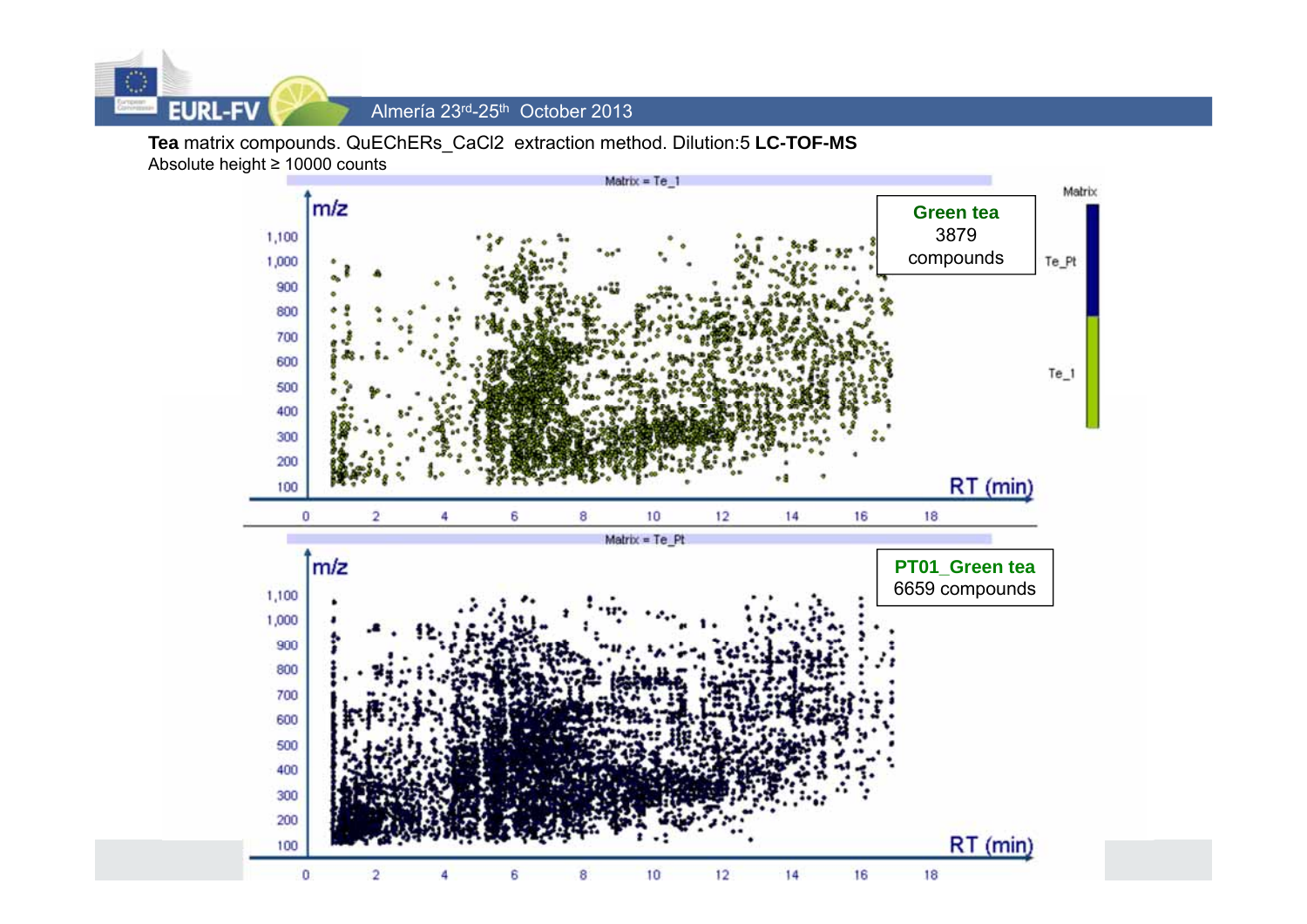**Tea** matrix compounds. QuEChERs_CaCl2 extraction method. Dilution:5 **LC-TOF-MS**

Absolute height ≥ 10000 counts

Matrix = Te_1

**Green tea**
3879 compounds

Matrix = Te_Pt

**PT01_Green tea**
6659 compounds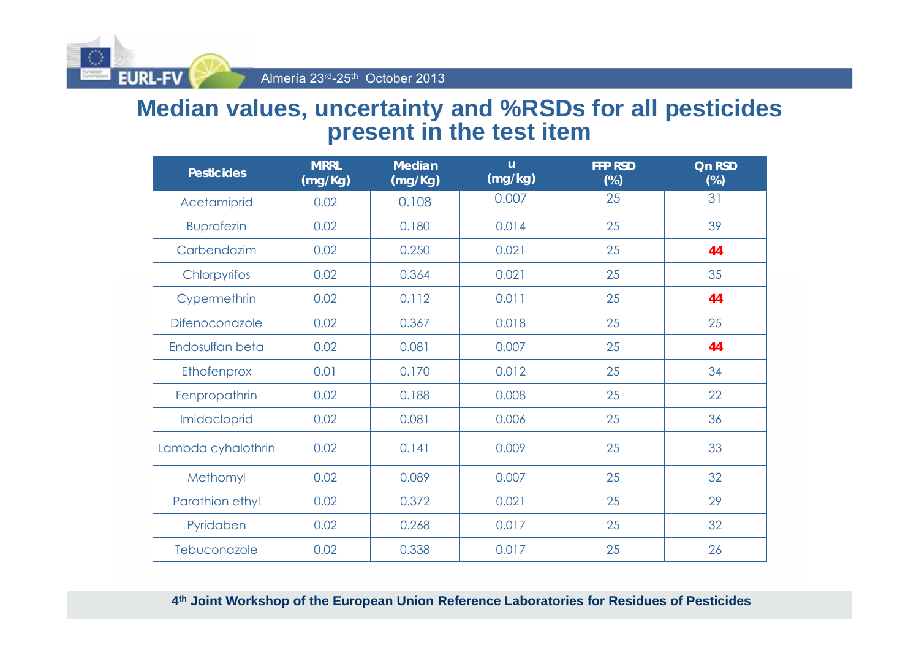# Median values, uncertainty and %RSDs for all pesticides present in the test item

| Pesticides | MRRL (mg/Kg) | Median (mg/Kg) | u (mg/kg) | FFP RSD (%) | Qn RSD (%) |
|---|---|---|---|---|---|
| Acetamiprid | 0.02 | 0.108 | 0.007 | 25 | 31 |
| Buprofezin | 0.02 | 0.180 | 0.014 | 25 | 39 |
| Carbendazim | 0.02 | 0.250 | 0.021 | 25 | **44** |
| Chlorpyrifos | 0.02 | 0.364 | 0.021 | 25 | 35 |
| Cypermethrin | 0.02 | 0.112 | 0.011 | 25 | **44** |
| Difenoconazole | 0.02 | 0.367 | 0.018 | 25 | 25 |
| Endosulfan beta | 0.02 | 0.081 | 0.007 | 25 | **44** |
| Ethofenprox | 0.01 | 0.170 | 0.012 | 25 | 34 |
| Fenpropathrin | 0.02 | 0.188 | 0.008 | 25 | 22 |
| Imidacloprid | 0.02 | 0.081 | 0.006 | 25 | 36 |
| Lambda cyhalothrin | 0.02 | 0.141 | 0.009 | 25 | 33 |
| Methomyl | 0.02 | 0.089 | 0.007 | 25 | 32 |
| Parathion ethyl | 0.02 | 0.372 | 0.021 | 25 | 29 |
| Pyridaben | 0.02 | 0.268 | 0.017 | 25 | 32 |
| Tebuconazole | 0.02 | 0.338 | 0.017 | 25 | 26 |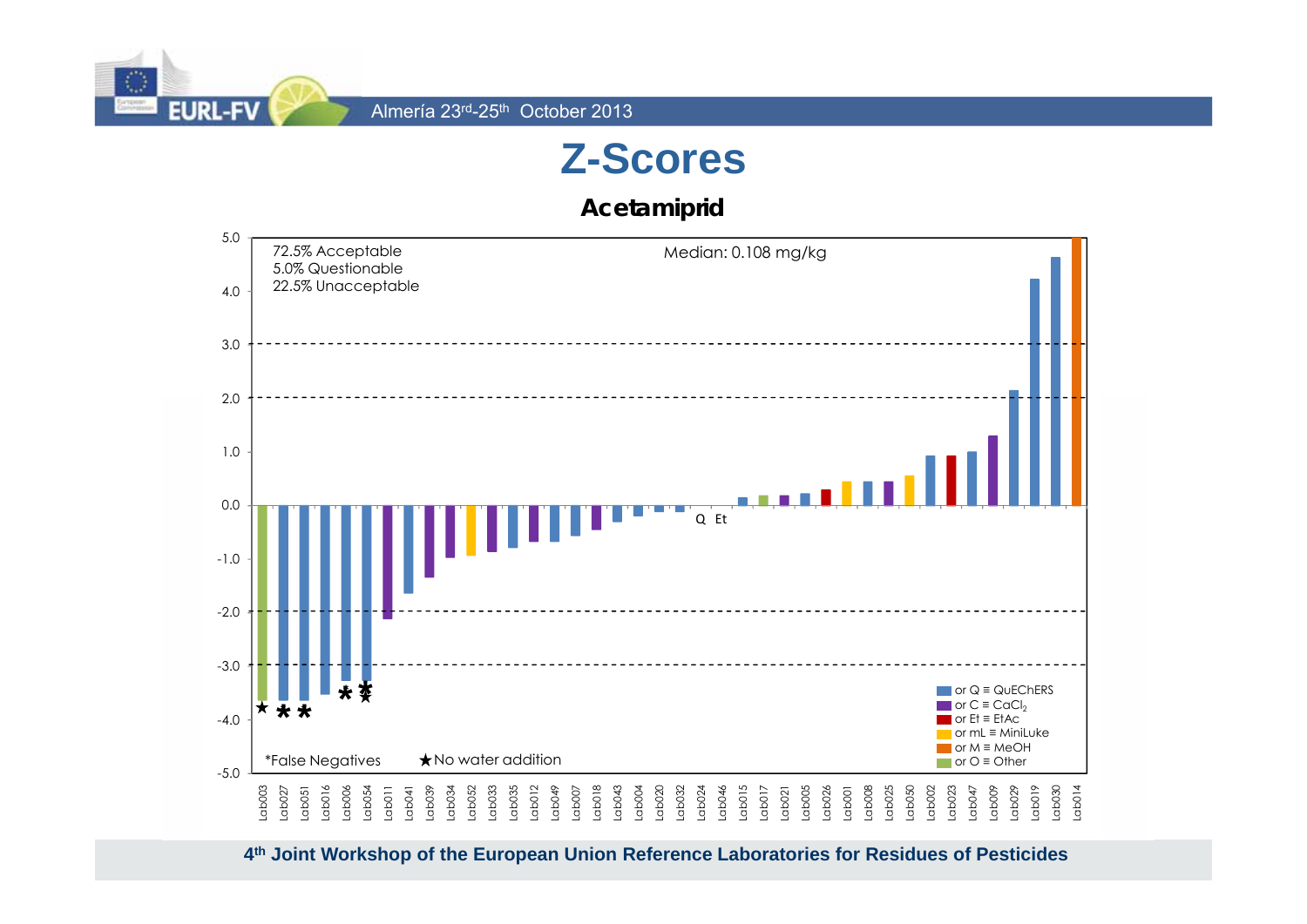# Z-Scores

## Acetamiprid

72.5% Acceptable
5.0% Questionable
22.5% Unacceptable

Median: 0.108 mg/kg

Q Et

*False Negatives ★No water addition

or Q ≡ QuEChERS
or C ≡ $CaCl_2$
or Et ≡ EtAc
or mL ≡ MiniLuke
or M ≡ MeOH
or O ≡ Other

Lab003, Lab027, Lab051, Lab016, Lab006, Lab054, Lab011, Lab041, Lab039, Lab034, Lab052, Lab033, Lab035, Lab012, Lab049, Lab007, Lab018, Lab043, Lab004, Lab020, Lab032, Lab024, Lab046, Lab015, Lab017, Lab021, Lab005, Lab026, Lab001, Lab008, Lab025, Lab050, Lab002, Lab023, Lab047, Lab009, Lab029, Lab019, Lab030, Lab014

4th Joint Workshop of the European Union Reference Laboratories for Residues of Pesticides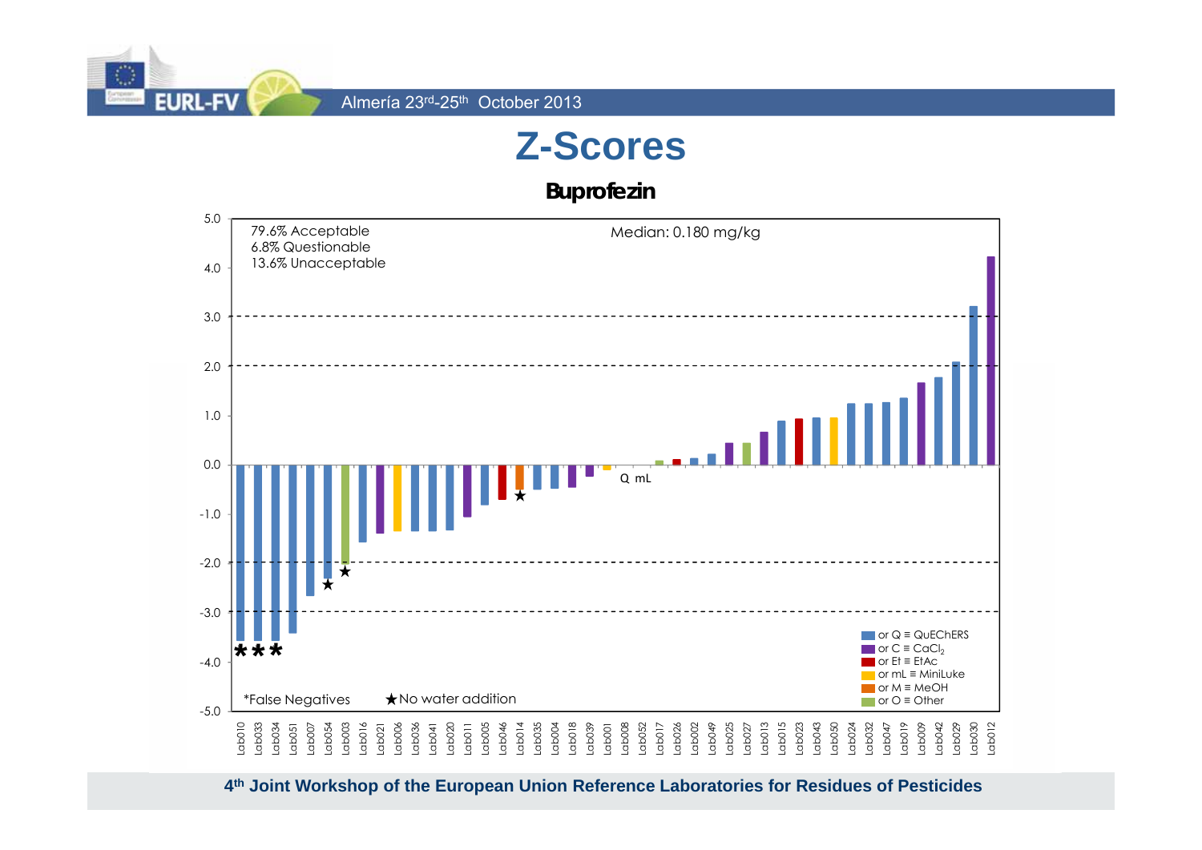# Z-Scores

## Buprofezin

79.6% Acceptable
6.8% Questionable
13.6% Unacceptable

Median: 0.180 mg/kg

Q mL

*False Negatives ★No water addition

- or Q ≡ QuEChERS
- or C ≡ $CaCl_2$
- or Et ≡ EtAc
- or mL ≡ MiniLuke
- or M ≡ MeOH
- or O ≡ Other

Lab010, Lab033, Lab034, Lab051, Lab007, Lab054, Lab003, Lab016, Lab021, Lab006, Lab036, Lab041, Lab020, Lab011, Lab005, Lab046, Lab014, Lab035, Lab004, Lab018, Lab039, Lab001, Lab008, Lab052, Lab017, Lab026, Lab002, Lab049, Lab025, Lab027, Lab013, Lab015, Lab023, Lab043, Lab050, Lab024, Lab032, Lab047, Lab019, Lab009, Lab042, Lab029, Lab030, Lab012

4th Joint Workshop of the European Union Reference Laboratories for Residues of Pesticides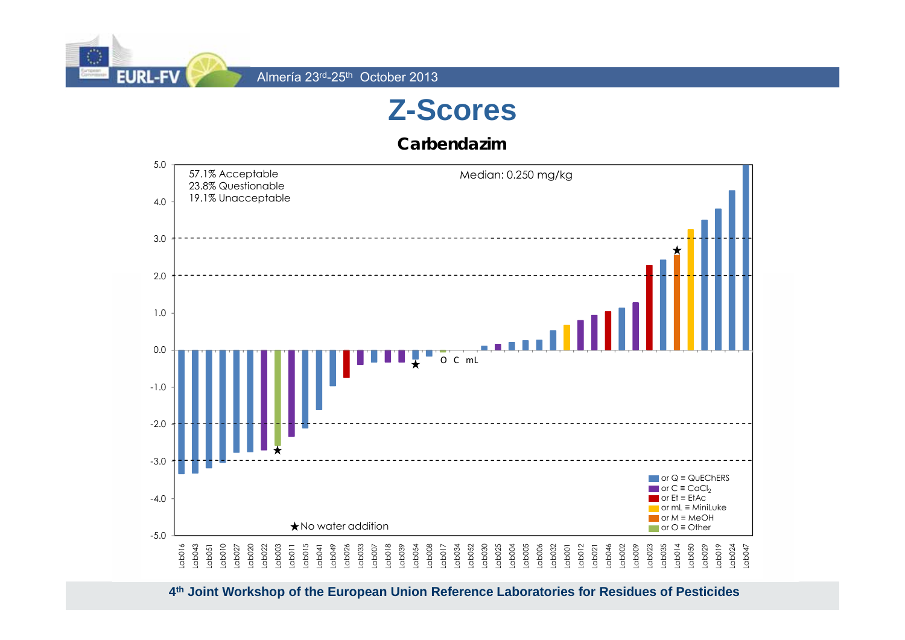# Z-Scores

## Carbendazim

57.1% Acceptable
23.8% Questionable
19.1% Unacceptable

Median: 0.250 mg/kg

★ No water addition

Legend:
- or Q ≡ QuEChERS
- or C ≡ $CaCl_2$
- or Et ≡ EtAc
- or mL ≡ MiniLuke
- or M ≡ MeOH
- or O ≡ Other

Labs (left to right): Lab016, Lab043, Lab051, Lab010, Lab027, Lab020, Lab022, Lab003, Lab011, Lab015, Lab041, Lab049, Lab026, Lab033, Lab007, Lab018, Lab039, Lab054, Lab008, Lab017, Lab034, Lab052, Lab030, Lab025, Lab004, Lab005, Lab006, Lab032, Lab001, Lab012, Lab021, Lab046, Lab002, Lab009, Lab023, Lab035, Lab014, Lab050, Lab029, Lab019, Lab024, Lab047

**4th Joint Workshop of the European Union Reference Laboratories for Residues of Pesticides**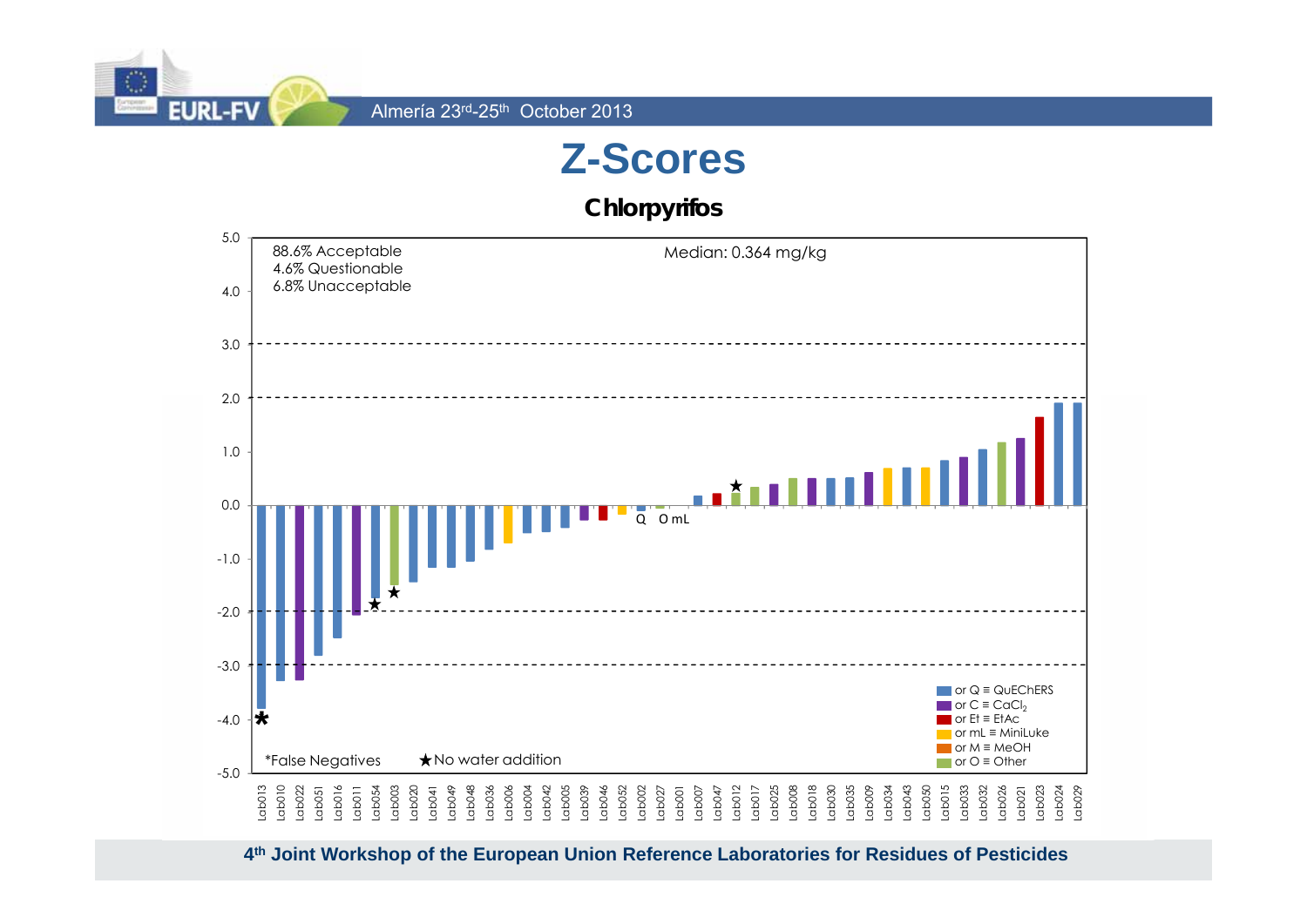# Z-Scores

## Chlorpyrifos

88.6% Acceptable
4.6% Questionable
6.8% Unacceptable

Median: 0.364 mg/kg

*False Negatives ★No water addition

Legend:
- or Q ≡ QuEChERS
- or C ≡ $CaCl_2$
- or Et ≡ EtAc
- or mL ≡ MiniLuke
- or M ≡ MeOH
- or O ≡ Other

Lab013, Lab010, Lab022, Lab051, Lab016, Lab011, Lab054, Lab003, Lab020, Lab041, Lab049, Lab048, Lab036, Lab006, Lab004, Lab042, Lab005, Lab039, Lab046, Lab052, Lab002, Lab027, Lab001, Lab007, Lab047, Lab012, Lab017, Lab025, Lab008, Lab018, Lab030, Lab035, Lab009, Lab034, Lab043, Lab050, Lab015, Lab033, Lab032, Lab026, Lab021, Lab023, Lab024, Lab029

4th Joint Workshop of the European Union Reference Laboratories for Residues of Pesticides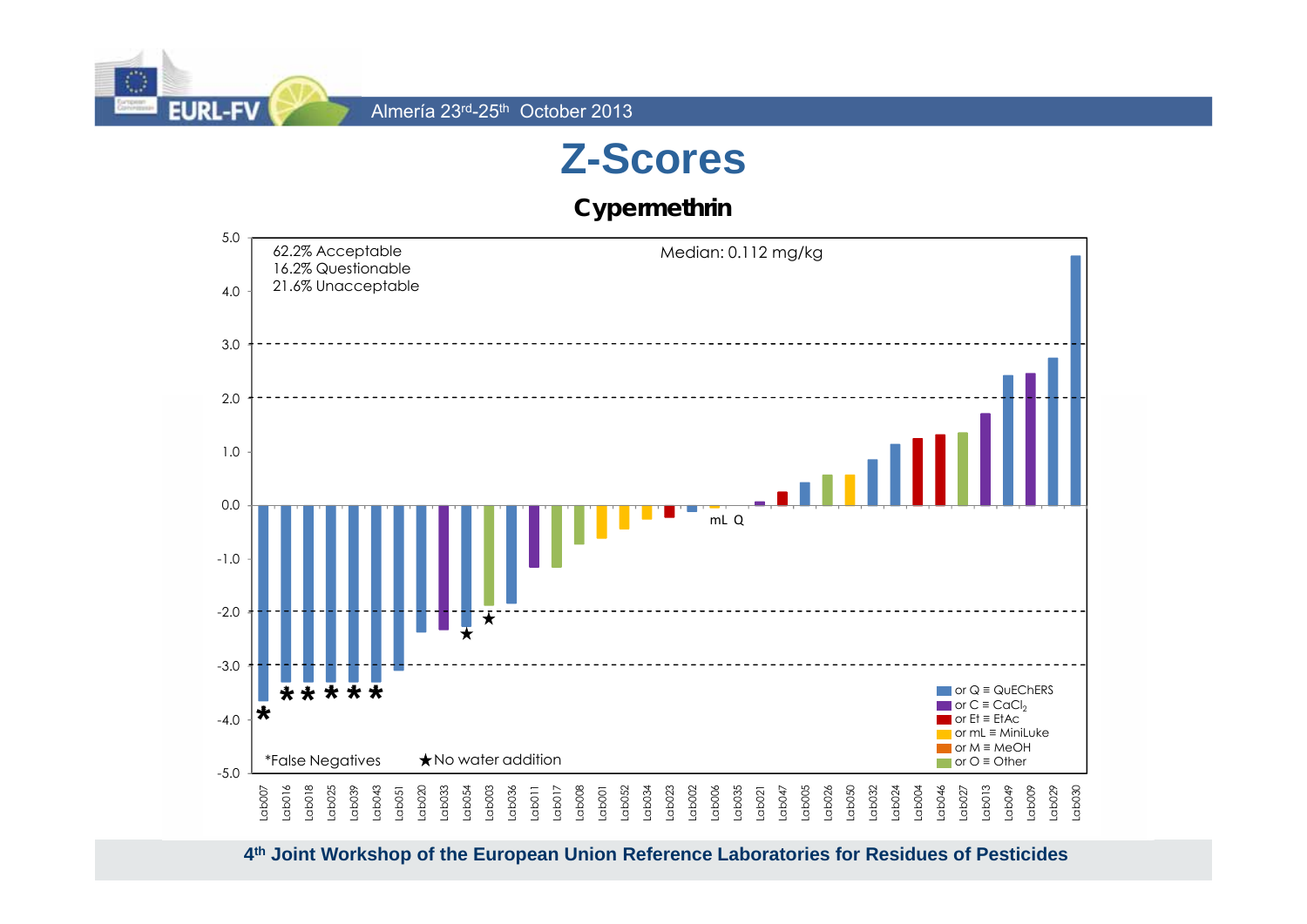# Z-Scores

## Cypermethrin

62.2% Acceptable
16.2% Questionable
21.6% Unacceptable

Median: 0.112 mg/kg

*False Negatives ★No water addition

- or Q ≡ QuEChERS
- or C ≡ $CaCl_2$
- or Et ≡ EtAc
- or mL ≡ MiniLuke
- or M ≡ MeOH
- or O ≡ Other

Lab007, Lab016, Lab018, Lab025, Lab039, Lab043, Lab051, Lab020, Lab033, Lab054, Lab003, Lab036, Lab011, Lab017, Lab008, Lab001, Lab052, Lab034, Lab023, Lab002, Lab006, Lab035, Lab021, Lab047, Lab005, Lab026, Lab050, Lab032, Lab024, Lab004, Lab046, Lab027, Lab013, Lab049, Lab009, Lab029, Lab030

mL Q

**4th Joint Workshop of the European Union Reference Laboratories for Residues of Pesticides**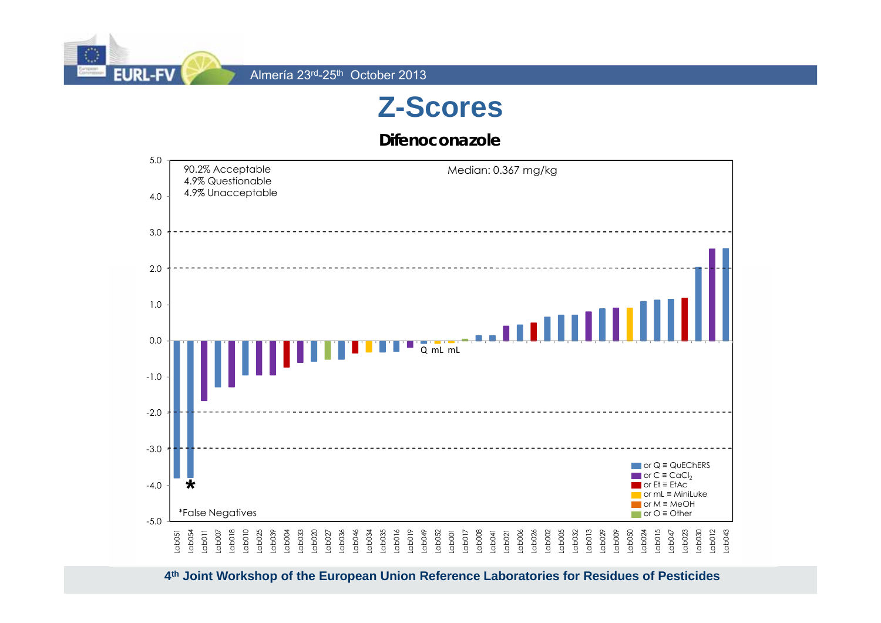# Z-Scores

## Difenoconazole

90.2% Acceptable
4.9% Questionable
4.9% Unacceptable

Median: 0.367 mg/kg

*False Negatives

or Q ≡ QuEChERS
or C ≡ $CaCl_2$
or Et ≡ EtAc
or mL ≡ MiniLuke
or M ≡ MeOH
or O ≡ Other

Lab051, Lab054, Lab011, Lab007, Lab018, Lab010, Lab025, Lab039, Lab004, Lab033, Lab020, Lab027, Lab036, Lab046, Lab034, Lab035, Lab016, Lab019, Lab049, Lab052, Lab001, Lab017, Lab008, Lab041, Lab021, Lab006, Lab026, Lab002, Lab005, Lab032, Lab013, Lab029, Lab009, Lab050, Lab024, Lab015, Lab047, Lab023, Lab030, Lab012, Lab043

**4th Joint Workshop of the European Union Reference Laboratories for Residues of Pesticides**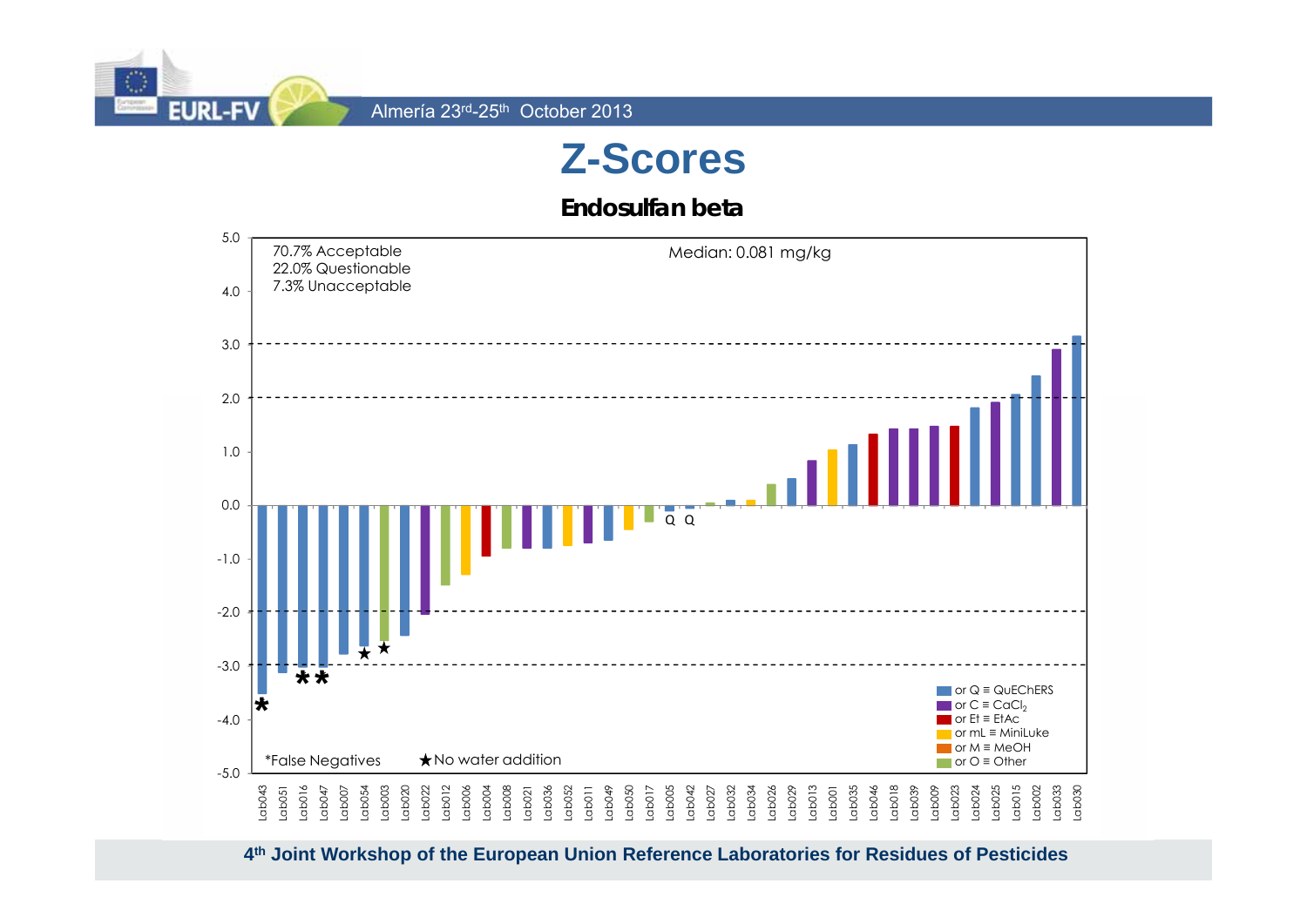# Z-Scores

## Endosulfan beta

70.7% Acceptable
22.0% Questionable
7.3% Unacceptable

Median: 0.081 mg/kg

*False Negatives ★No water addition

Legend: or Q ≡ QuEChERS; or C ≡ $CaCl_2$; or Et ≡ EtAc; or mL ≡ MiniLuke; or M ≡ MeOH; or O ≡ Other

Labs (left to right): Lab043, Lab051, Lab016, Lab047, Lab007, Lab054, Lab003, Lab020, Lab022, Lab012, Lab006, Lab004, Lab008, Lab021, Lab036, Lab052, Lab011, Lab049, Lab050, Lab017, Lab005, Lab042, Lab027, Lab032, Lab034, Lab026, Lab029, Lab013, Lab001, Lab035, Lab046, Lab018, Lab039, Lab009, Lab023, Lab024, Lab025, Lab015, Lab002, Lab033, Lab030

4th Joint Workshop of the European Union Reference Laboratories for Residues of Pesticides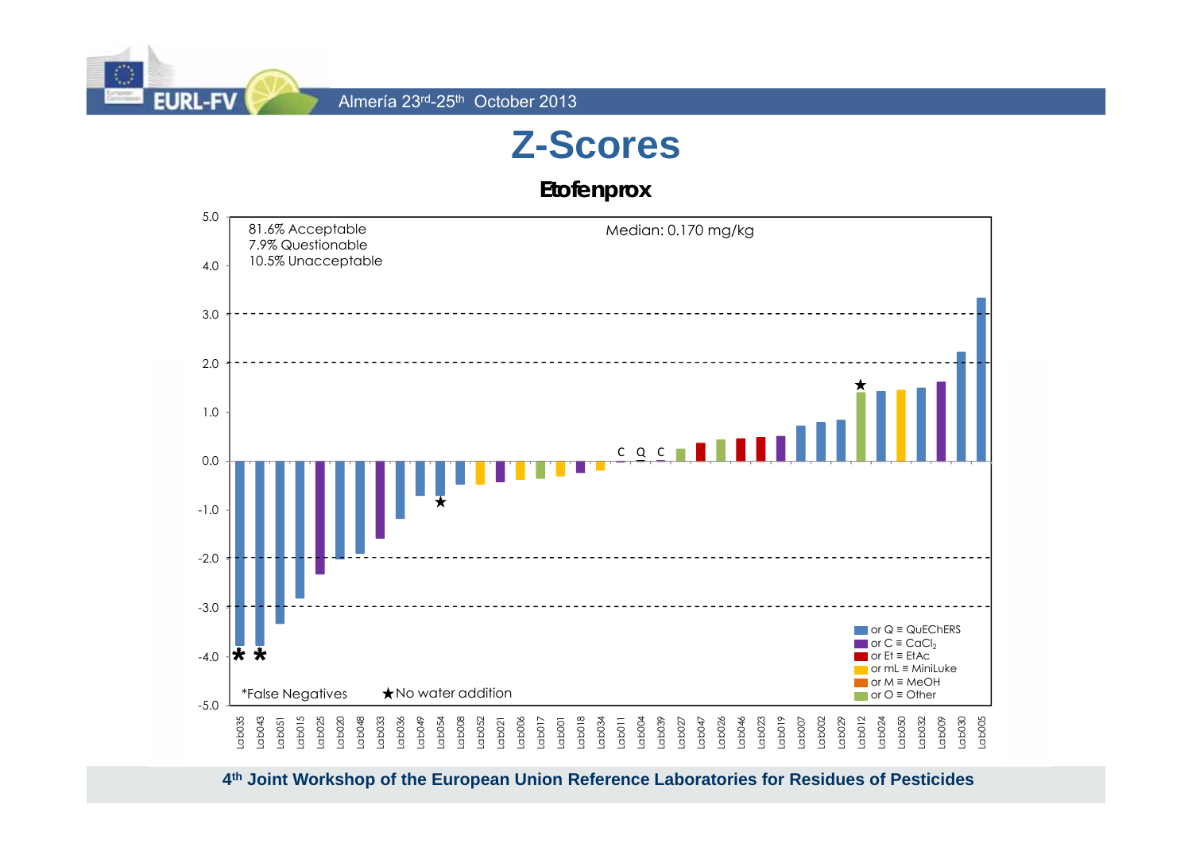# Z-Scores

## Etofenprox

81.6% Acceptable
7.9% Questionable
10.5% Unacceptable

Median: 0.170 mg/kg

*False Negatives ★No water addition

Legend:
- or Q ≡ QuEChERS
- or C ≡ $CaCl_2$
- or Et ≡ EtAc
- or mL ≡ MiniLuke
- or M ≡ MeOH
- or O ≡ Other

Labs (x-axis): Lab035, Lab043, Lab051, Lab015, Lab025, Lab020, Lab048, Lab033, Lab036, Lab049, Lab054, Lab008, Lab052, Lab021, Lab006, Lab017, Lab001, Lab018, Lab034, Lab011, Lab004, Lab039, Lab027, Lab047, Lab026, Lab046, Lab023, Lab019, Lab007, Lab002, Lab029, Lab012, Lab024, Lab050, Lab032, Lab009, Lab030, Lab005

4th Joint Workshop of the European Union Reference Laboratories for Residues of Pesticides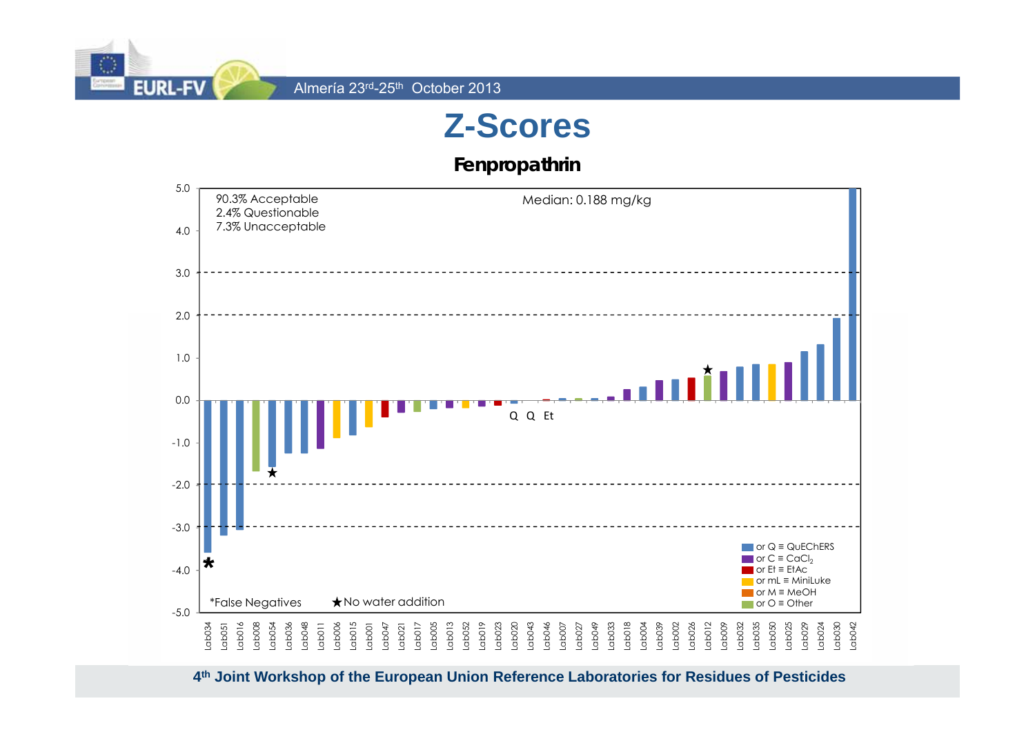# Z-Scores

## Fenpropathrin

90.3% Acceptable
2.4% Questionable
7.3% Unacceptable

Median: 0.188 mg/kg

Q Q Et

*False Negatives ★No water addition

- or Q ≡ QuEChERS
- or C ≡ $CaCl_2$
- or Et ≡ EtAc
- or mL ≡ MiniLuke
- or M ≡ MeOH
- or O ≡ Other

Lab034 Lab051 Lab016 Lab008 Lab054 Lab036 Lab048 Lab011 Lab006 Lab015 Lab001 Lab047 Lab021 Lab017 Lab005 Lab013 Lab052 Lab019 Lab023 Lab020 Lab043 Lab046 Lab007 Lab027 Lab049 Lab033 Lab018 Lab004 Lab039 Lab002 Lab026 Lab012 Lab009 Lab032 Lab035 Lab050 Lab025 Lab029 Lab024 Lab030 Lab042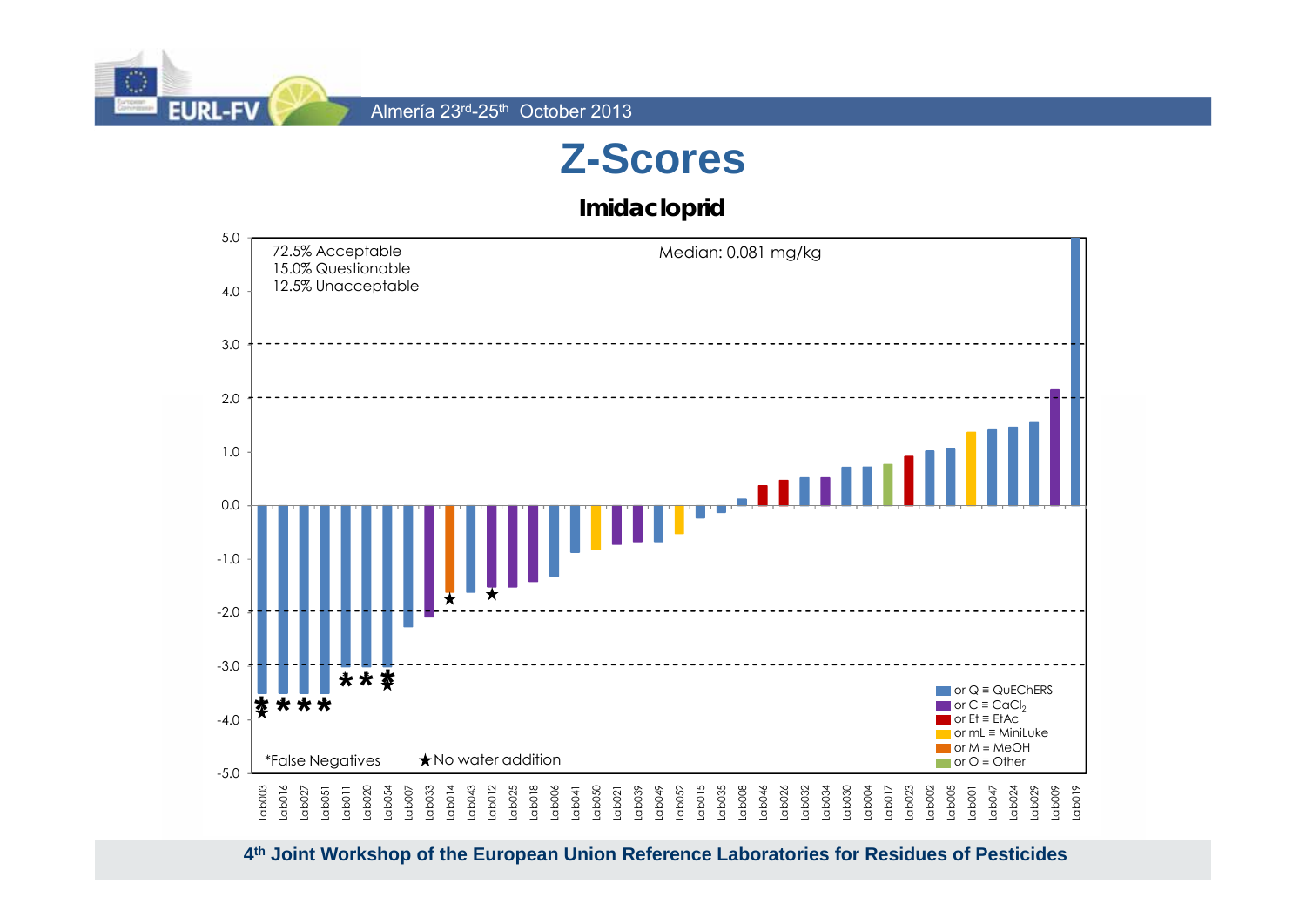# Z-Scores

## Imidacloprid

72.5% Acceptable
15.0% Questionable
12.5% Unacceptable

Median: 0.081 mg/kg

*False Negatives ★No water addition

- or Q ≡ QuEChERS
- or C ≡ $CaCl_2$
- or Et ≡ EtAc
- or mL ≡ MiniLuke
- or M ≡ MeOH
- or O ≡ Other

Lab003, Lab016, Lab027, Lab051, Lab011, Lab020, Lab054, Lab007, Lab033, Lab014, Lab043, Lab012, Lab025, Lab018, Lab006, Lab041, Lab050, Lab021, Lab039, Lab049, Lab052, Lab015, Lab035, Lab008, Lab046, Lab026, Lab032, Lab034, Lab030, Lab004, Lab017, Lab023, Lab002, Lab005, Lab001, Lab047, Lab024, Lab029, Lab009, Lab019

**4th Joint Workshop of the European Union Reference Laboratories for Residues of Pesticides**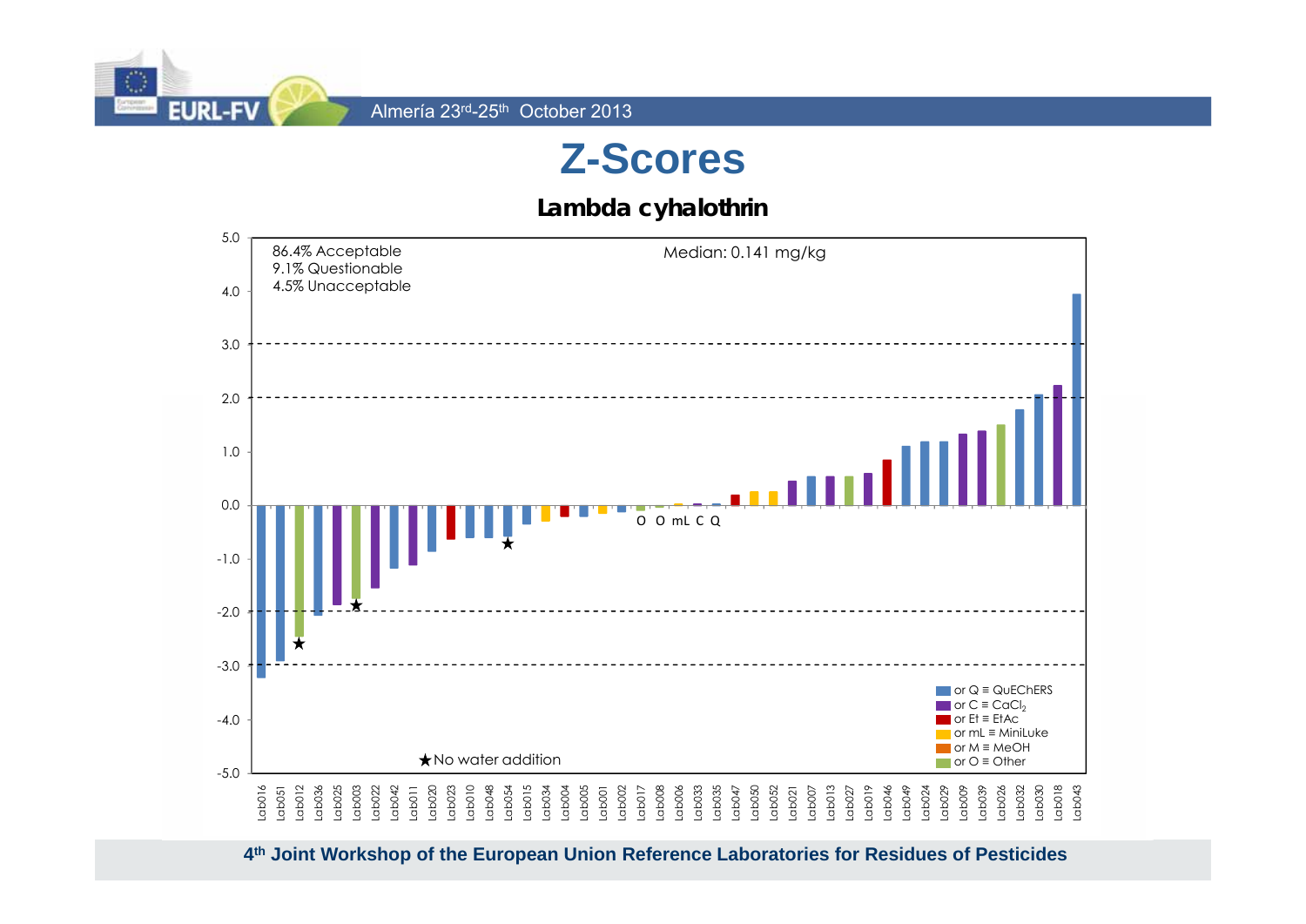# Z-Scores

## Lambda cyhalothrin

86.4% Acceptable
9.1% Questionable
4.5% Unacceptable

Median: 0.141 mg/kg

O O mL C Q

★No water addition

- or Q ≡ QuEChERS
- or C ≡ $CaCl_2$
- or Et ≡ EtAc
- or mL ≡ MiniLuke
- or M ≡ MeOH
- or O ≡ Other

Lab016 Lab051 Lab012 Lab036 Lab025 Lab003 Lab022 Lab042 Lab011 Lab020 Lab023 Lab010 Lab048 Lab054 Lab015 Lab034 Lab004 Lab005 Lab001 Lab002 Lab017 Lab008 Lab006 Lab033 Lab035 Lab047 Lab050 Lab052 Lab021 Lab007 Lab013 Lab027 Lab019 Lab046 Lab049 Lab024 Lab029 Lab009 Lab039 Lab026 Lab032 Lab030 Lab018 Lab043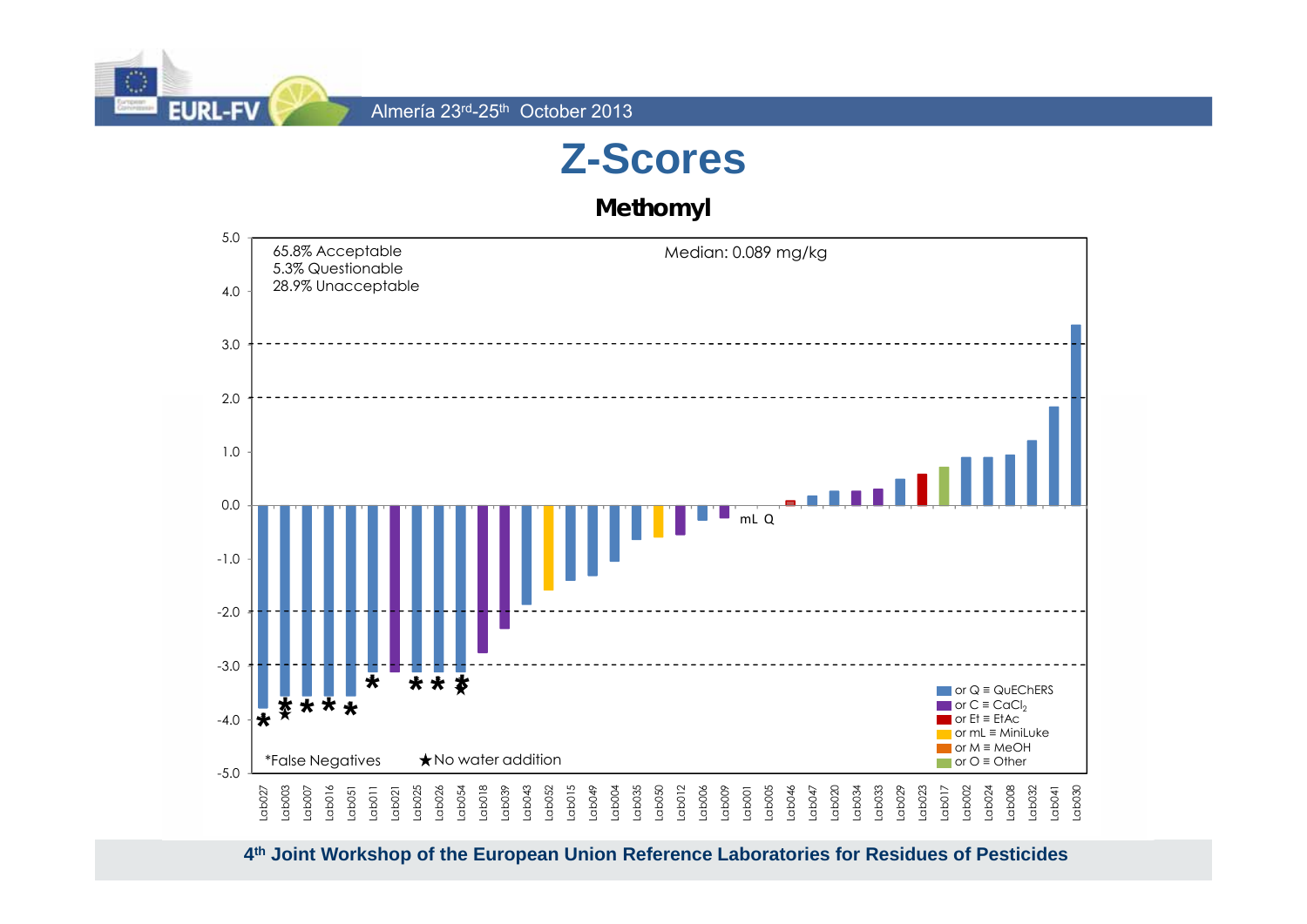# Z-Scores

## Methomyl

65.8% Acceptable
5.3% Questionable
28.9% Unacceptable

Median: 0.089 mg/kg

mL Q

*False Negatives ★No water addition

or Q ≡ QuEChERS
or C ≡ $CaCl_2$
or Et ≡ EtAc
or mL ≡ MiniLuke
or M ≡ MeOH
or O ≡ Other

Lab027, Lab003, Lab007, Lab016, Lab051, Lab011, Lab021, Lab025, Lab026, Lab054, Lab018, Lab039, Lab043, Lab052, Lab015, Lab049, Lab004, Lab035, Lab050, Lab012, Lab006, Lab009, Lab001, Lab005, Lab046, Lab047, Lab020, Lab034, Lab033, Lab029, Lab023, Lab017, Lab002, Lab024, Lab008, Lab032, Lab041, Lab030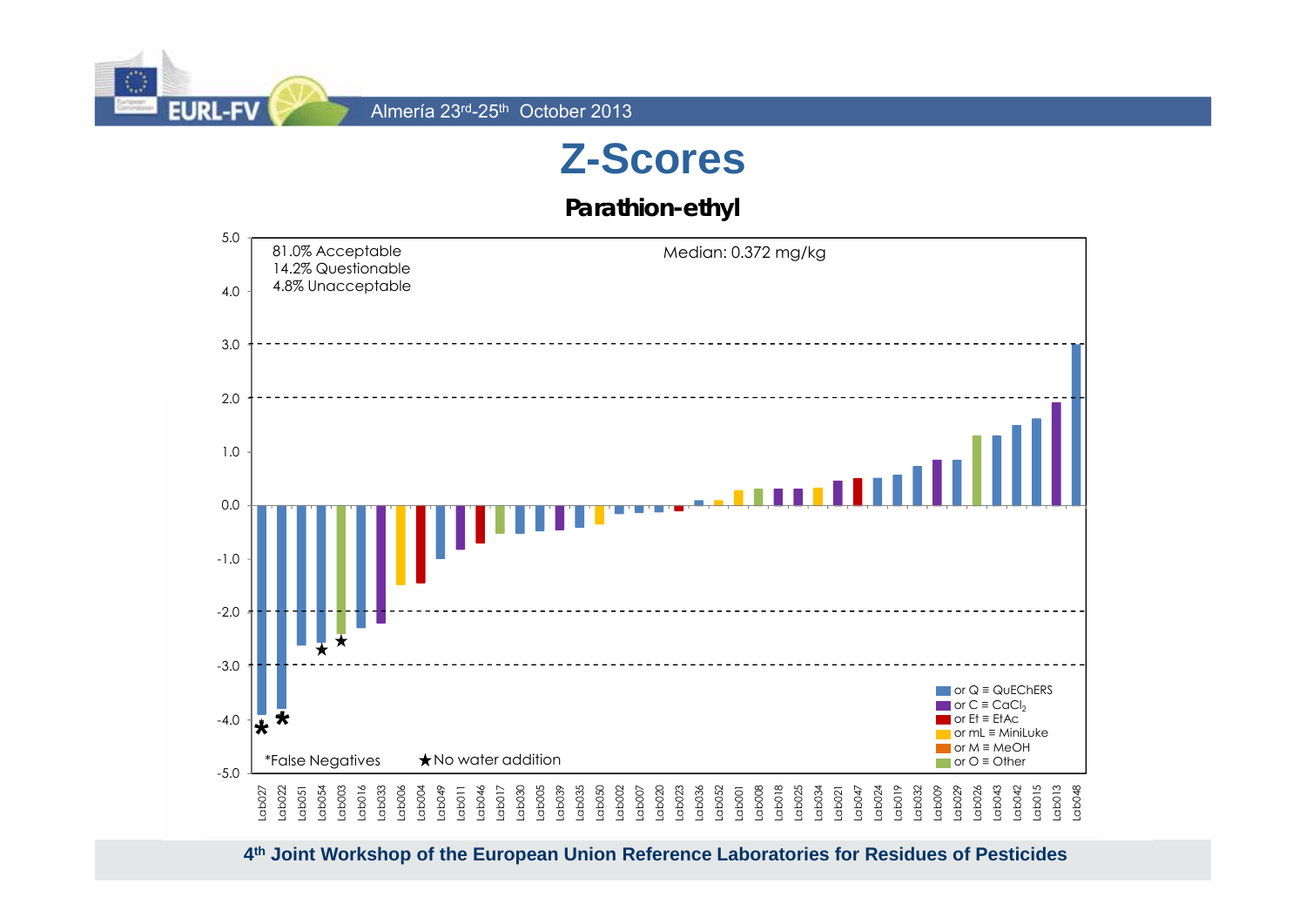# Z-Scores

## Parathion-ethyl

81.0% Acceptable
14.2% Questionable
4.8% Unacceptable

Median: 0.372 mg/kg

Lab027, Lab022, Lab051, Lab054, Lab003, Lab016, Lab033, Lab006, Lab004, Lab049, Lab011, Lab046, Lab017, Lab030, Lab005, Lab039, Lab035, Lab050, Lab002, Lab007, Lab020, Lab023, Lab036, Lab052, Lab001, Lab008, Lab018, Lab025, Lab034, Lab021, Lab047, Lab024, Lab019, Lab032, Lab009, Lab029, Lab026, Lab043, Lab042, Lab015, Lab013, Lab048

- or Q ≡ QuEChERS
- or C ≡ $CaCl_2$
- or Et ≡ EtAc
- or mL ≡ MiniLuke
- or M ≡ MeOH
- or O ≡ Other

*False Negatives ★No water addition

4th Joint Workshop of the European Union Reference Laboratories for Residues of Pesticides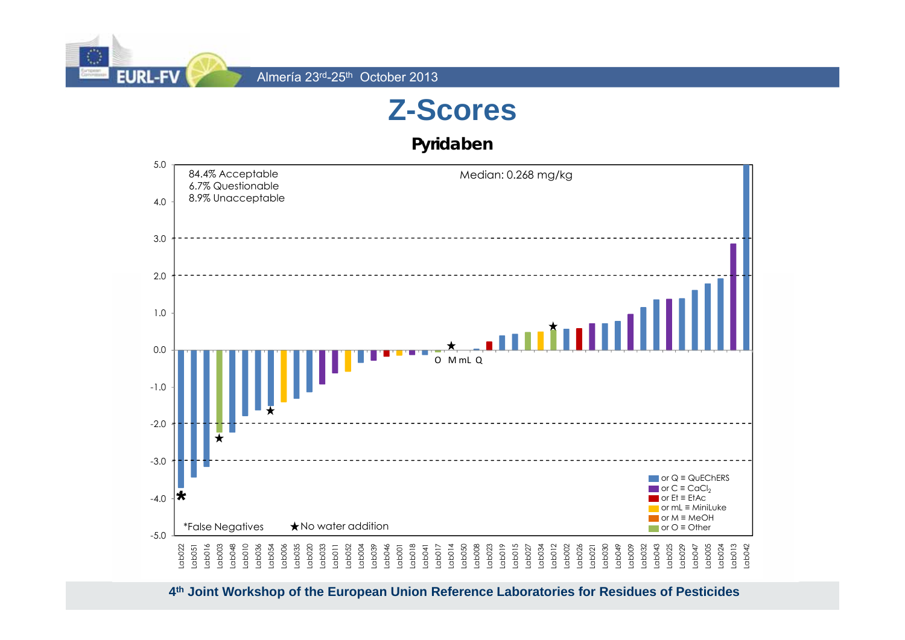# Z-Scores

## Pyridaben

84.4% Acceptable
6.7% Questionable
8.9% Unacceptable

Median: 0.268 mg/kg

*False Negatives ★No water addition

- or Q ≡ QuEChERS
- or C ≡ $CaCl_2$
- or Et ≡ EtAc
- or mL ≡ MiniLuke
- or M ≡ MeOH
- or O ≡ Other

Lab022, Lab051, Lab016, Lab003, Lab048, Lab010, Lab036, Lab054, Lab006, Lab035, Lab020, Lab033, Lab011, Lab052, Lab004, Lab039, Lab046, Lab001, Lab018, Lab041, Lab017, Lab014, Lab050, Lab008, Lab023, Lab019, Lab015, Lab027, Lab034, Lab012, Lab002, Lab026, Lab021, Lab030, Lab049, Lab009, Lab032, Lab043, Lab025, Lab029, Lab047, Lab005, Lab024, Lab013, Lab042

O M mL Q

**4th Joint Workshop of the European Union Reference Laboratories for Residues of Pesticides**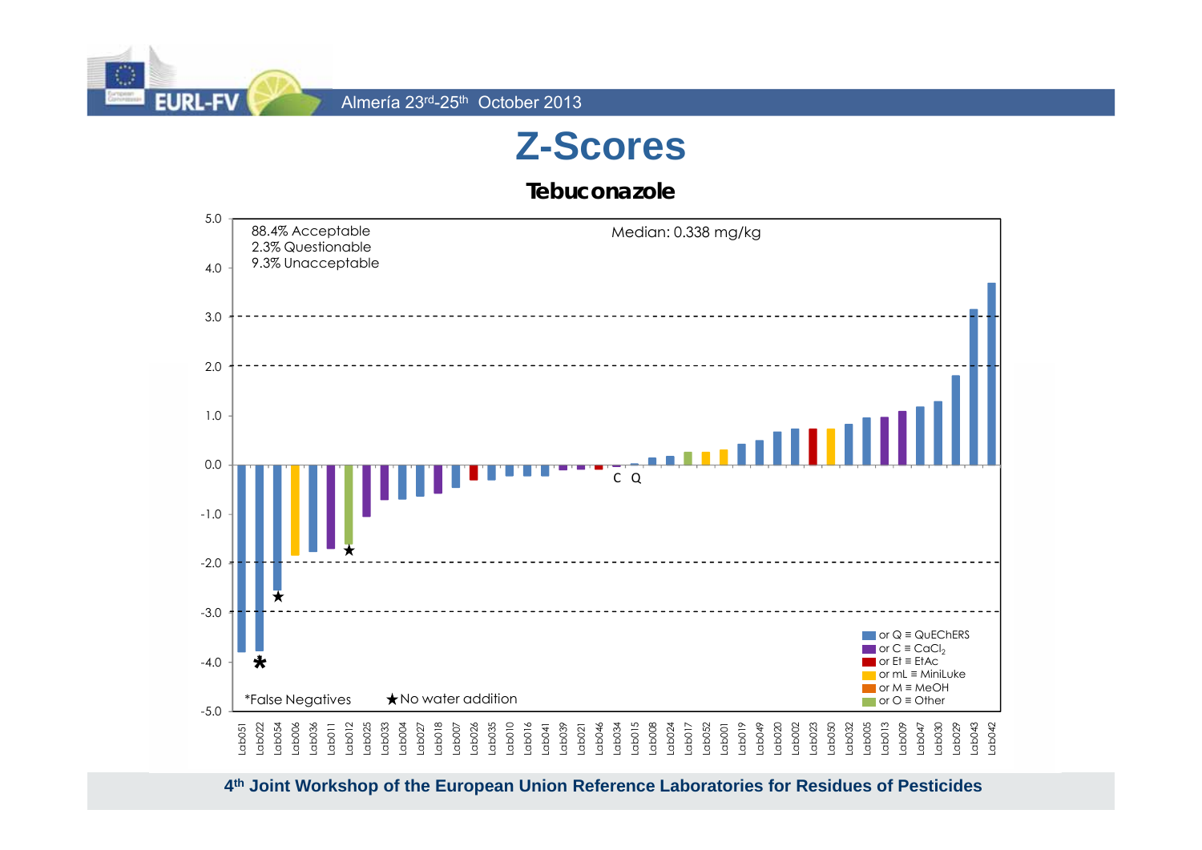# Z-Scores

## Tebuconazole

88.4% Acceptable
2.3% Questionable
9.3% Unacceptable

Median: 0.338 mg/kg

*False Negatives ★No water addition

or Q ≡ QuEChERS
or C ≡ $CaCl_2$
or Et ≡ EtAc
or mL ≡ MiniLuke
or M ≡ MeOH
or O ≡ Other

Lab051, Lab022, Lab054, Lab006, Lab036, Lab011, Lab012, Lab025, Lab033, Lab004, Lab027, Lab018, Lab007, Lab026, Lab035, Lab010, Lab016, Lab041, Lab039, Lab021, Lab046, Lab034, Lab015, Lab008, Lab024, Lab017, Lab052, Lab001, Lab019, Lab049, Lab020, Lab002, Lab023, Lab050, Lab032, Lab005, Lab013, Lab009, Lab047, Lab030, Lab029, Lab043, Lab042

**4th Joint Workshop of the European Union Reference Laboratories for Residues of Pesticides**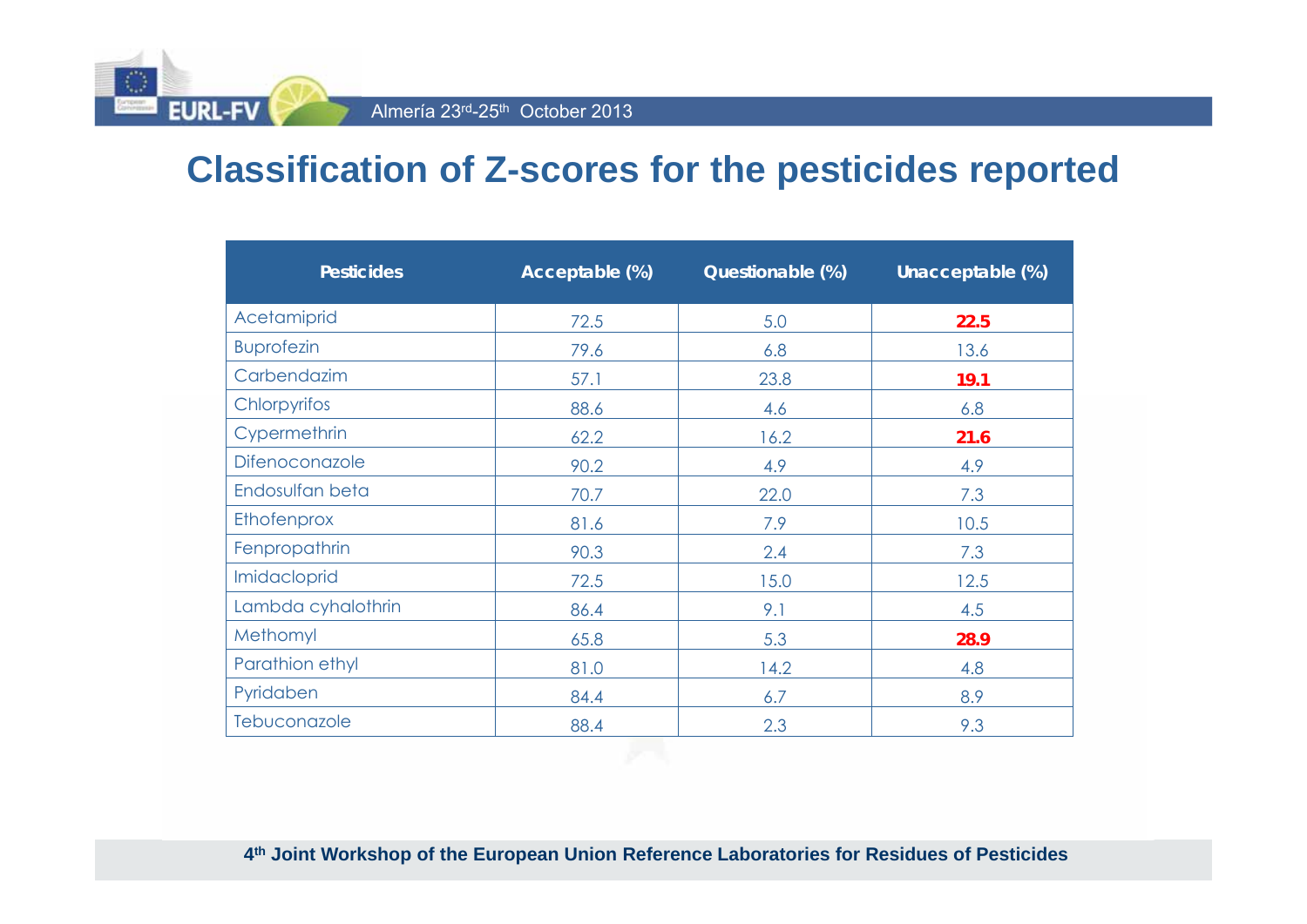# Classification of Z-scores for the pesticides reported

| Pesticides | Acceptable (%) | Questionable (%) | Unacceptable (%) |
|---|---|---|---|
| Acetamiprid | 72.5 | 5.0 | **22.5** |
| Buprofezin | 79.6 | 6.8 | 13.6 |
| Carbendazim | 57.1 | 23.8 | **19.1** |
| Chlorpyrifos | 88.6 | 4.6 | 6.8 |
| Cypermethrin | 62.2 | 16.2 | **21.6** |
| Difenoconazole | 90.2 | 4.9 | 4.9 |
| Endosulfan beta | 70.7 | 22.0 | 7.3 |
| Ethofenprox | 81.6 | 7.9 | 10.5 |
| Fenpropathrin | 90.3 | 2.4 | 7.3 |
| Imidacloprid | 72.5 | 15.0 | 12.5 |
| Lambda cyhalothrin | 86.4 | 9.1 | 4.5 |
| Methomyl | 65.8 | 5.3 | **28.9** |
| Parathion ethyl | 81.0 | 14.2 | 4.8 |
| Pyridaben | 84.4 | 6.7 | 8.9 |
| Tebuconazole | 88.4 | 2.3 | 9.3 |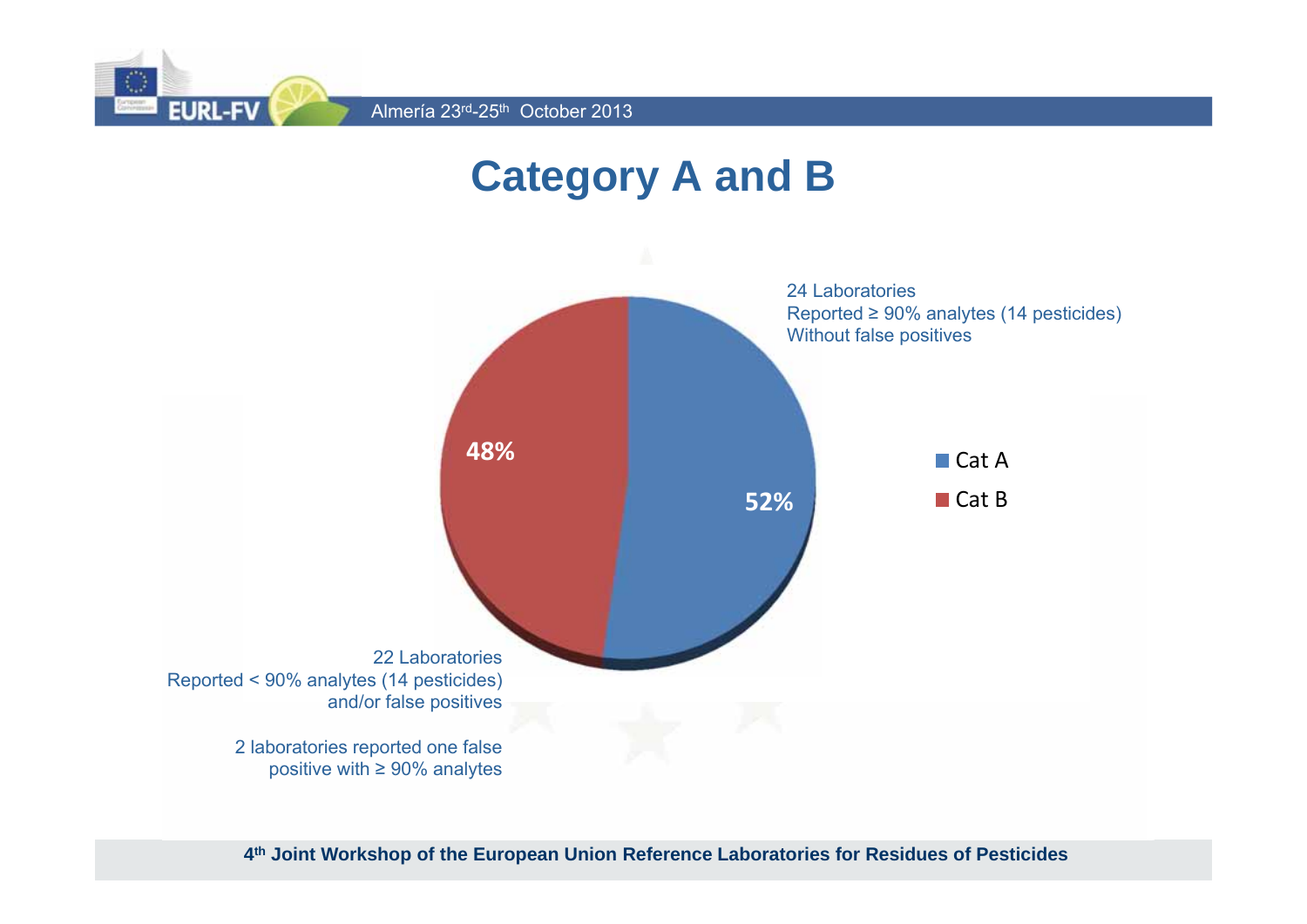# Category A and B

24 Laboratories
Reported ≥ 90% analytes (14 pesticides)
Without false positives

48%

52%

- Cat A
- Cat B

22 Laboratories
Reported < 90% analytes (14 pesticides)
and/or false positives

2 laboratories reported one false positive with ≥ 90% analytes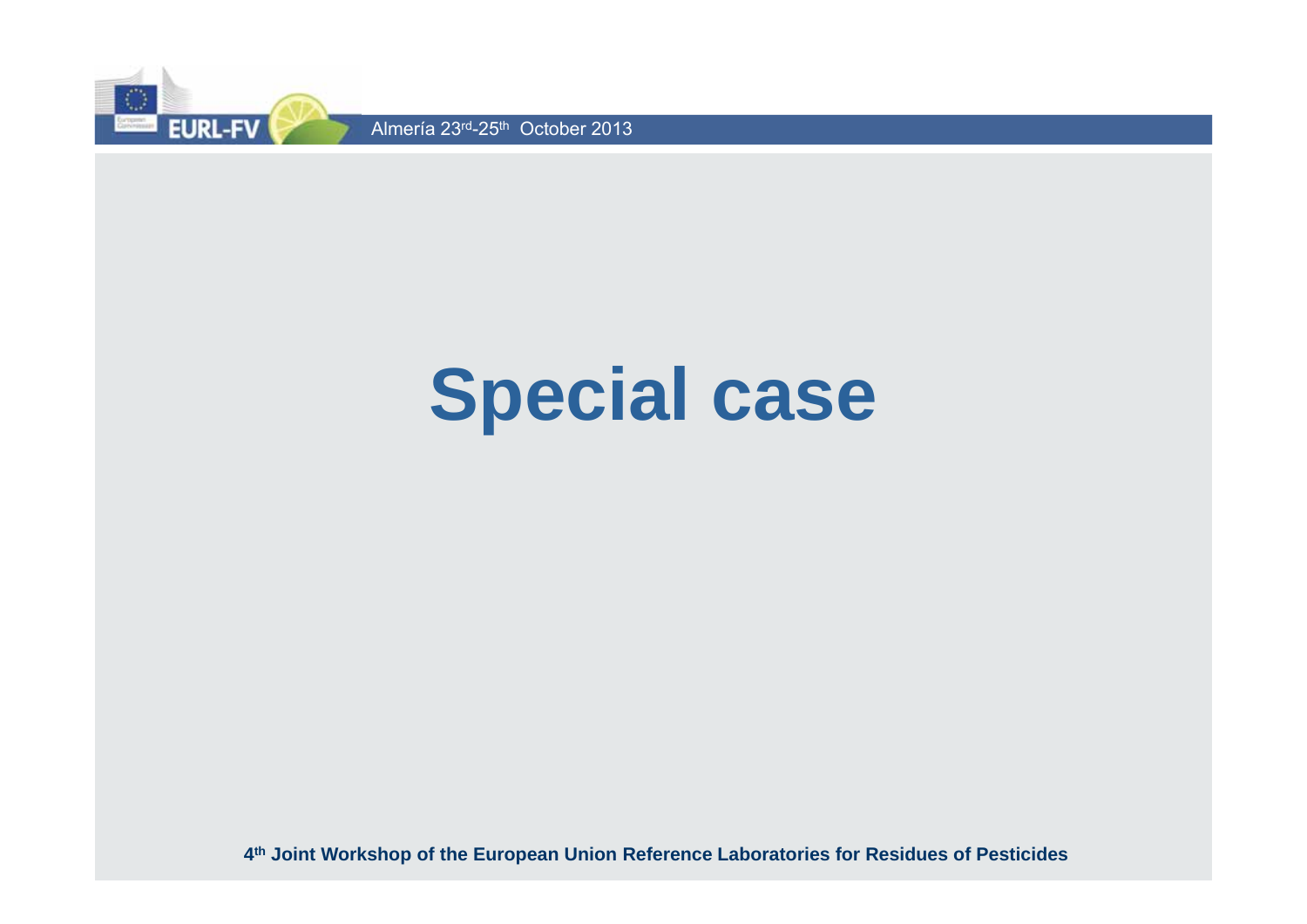# Special case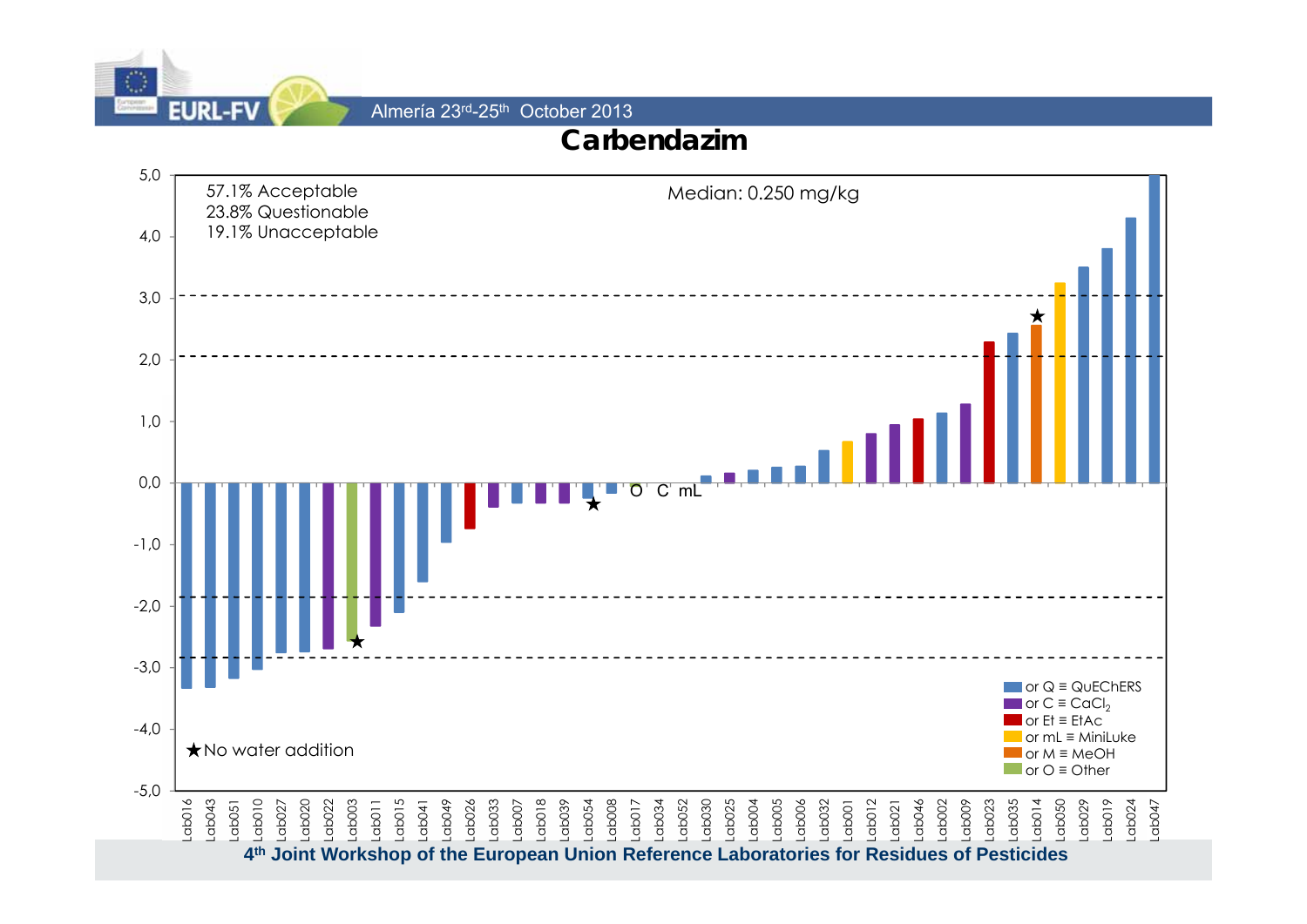# Carbendazim

57.1% Acceptable
23.8% Questionable
19.1% Unacceptable

Median: 0.250 mg/kg

★No water addition

or Q ≡ QuEChERS
or C ≡ $CaCl_2$
or Et ≡ EtAc
or mL ≡ MiniLuke
or M ≡ MeOH
or O ≡ Other

Lab016, Lab043, Lab051, Lab010, Lab027, Lab020, Lab022, Lab003, Lab011, Lab015, Lab041, Lab049, Lab026, Lab033, Lab007, Lab018, Lab039, Lab054, Lab008, Lab017, Lab034, Lab052, Lab030, Lab025, Lab004, Lab005, Lab006, Lab032, Lab001, Lab012, Lab021, Lab046, Lab002, Lab009, Lab023, Lab035, Lab014, Lab050, Lab029, Lab019, Lab024, Lab047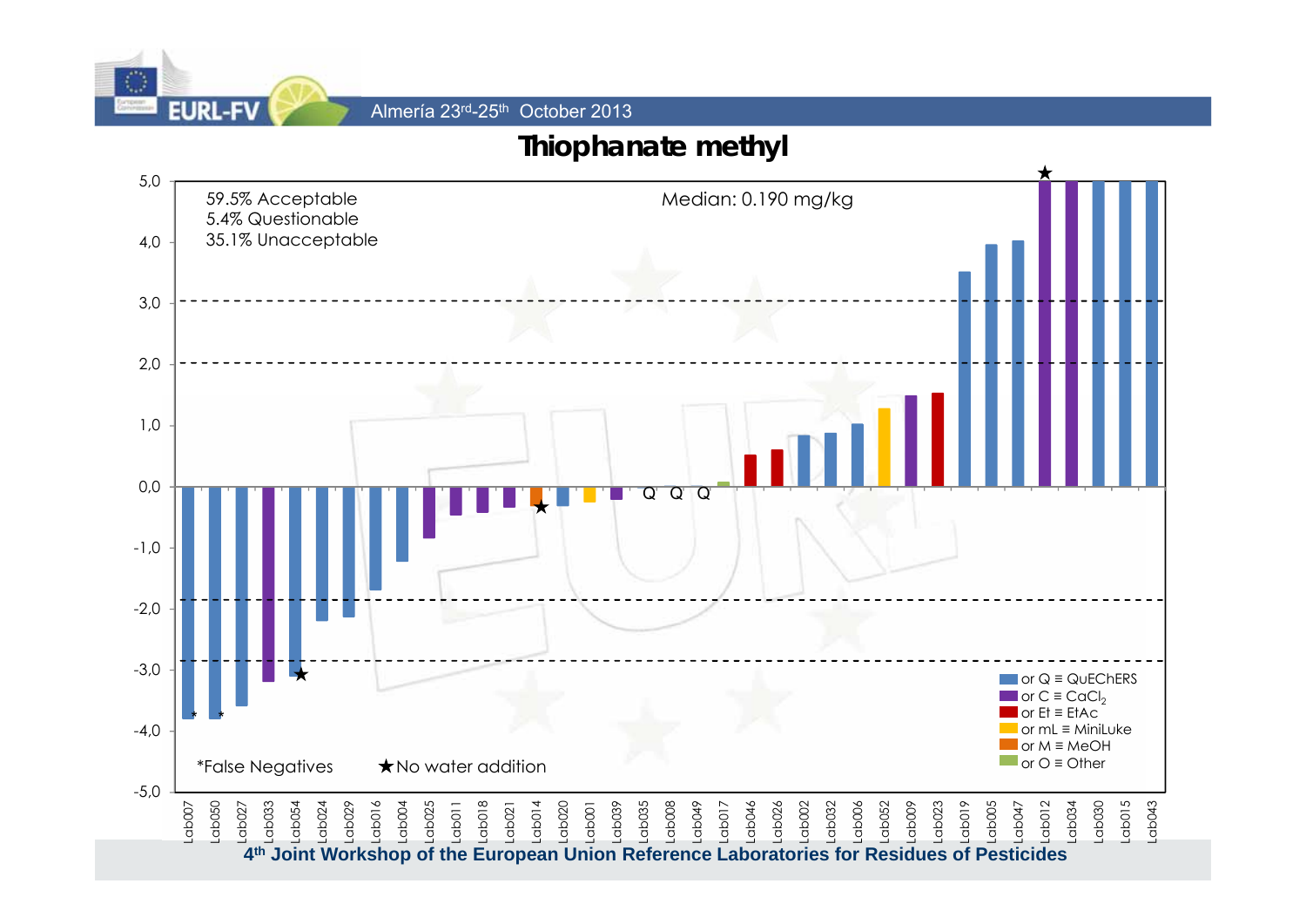## Thiophanate methyl

59.5% Acceptable
5.4% Questionable
35.1% Unacceptable

Median: 0.190 mg/kg

*False Negatives ★No water addition

or Q ≡ QuEChERS
or C ≡ $CaCl_2$
or Et ≡ EtAc
or mL ≡ MiniLuke
or M ≡ MeOH
or O ≡ Other

Lab007, Lab050, Lab027, Lab033, Lab054, Lab024, Lab029, Lab016, Lab004, Lab025, Lab011, Lab018, Lab021, Lab014, Lab020, Lab001, Lab039, Lab035, Lab008, Lab049, Lab017, Lab046, Lab026, Lab002, Lab032, Lab006, Lab052, Lab009, Lab023, Lab019, Lab005, Lab047, Lab012, Lab034, Lab030, Lab015, Lab043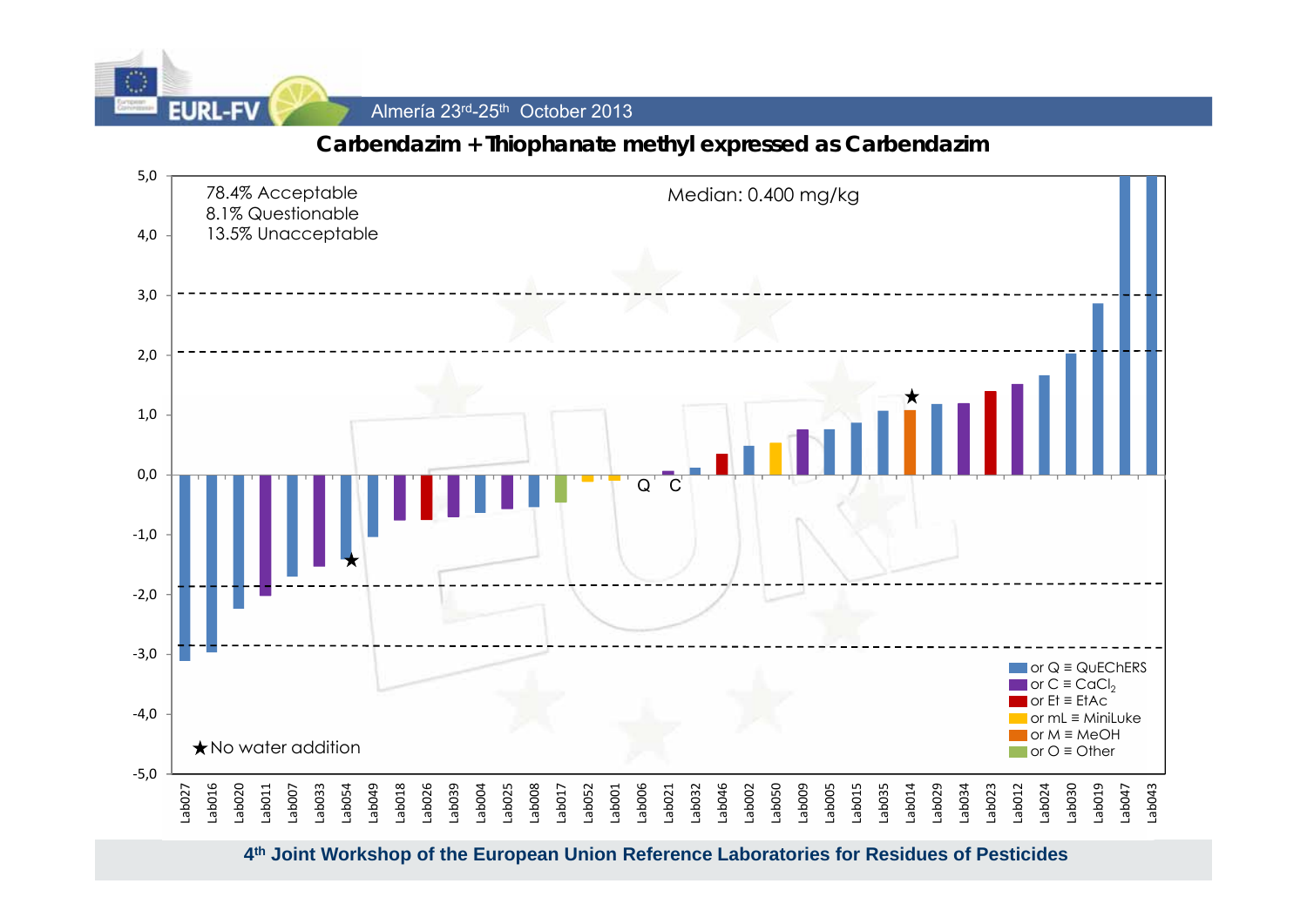## Carbendazim + Thiophanate methyl expressed as Carbendazim

78.4% Acceptable
8.1% Questionable
13.5% Unacceptable

Median: 0.400 mg/kg

★ No water addition

Legend:
- or Q ≡ QuEChERS
- or C ≡ $CaCl_2$
- or Et ≡ EtAc
- or mL ≡ MiniLuke
- or M ≡ MeOH
- or O ≡ Other

Labs (x-axis): Lab027, Lab016, Lab020, Lab011, Lab007, Lab033, Lab054, Lab049, Lab018, Lab026, Lab039, Lab004, Lab025, Lab008, Lab017, Lab052, Lab001, Lab006, Lab021, Lab032, Lab046, Lab002, Lab050, Lab009, Lab005, Lab015, Lab035, Lab014, Lab029, Lab034, Lab023, Lab012, Lab024, Lab030, Lab019, Lab047, Lab043

Lab006: Q, Lab021: C

Y-axis: -5,0 to 5,0

**4th Joint Workshop of the European Union Reference Laboratories for Residues of Pesticides**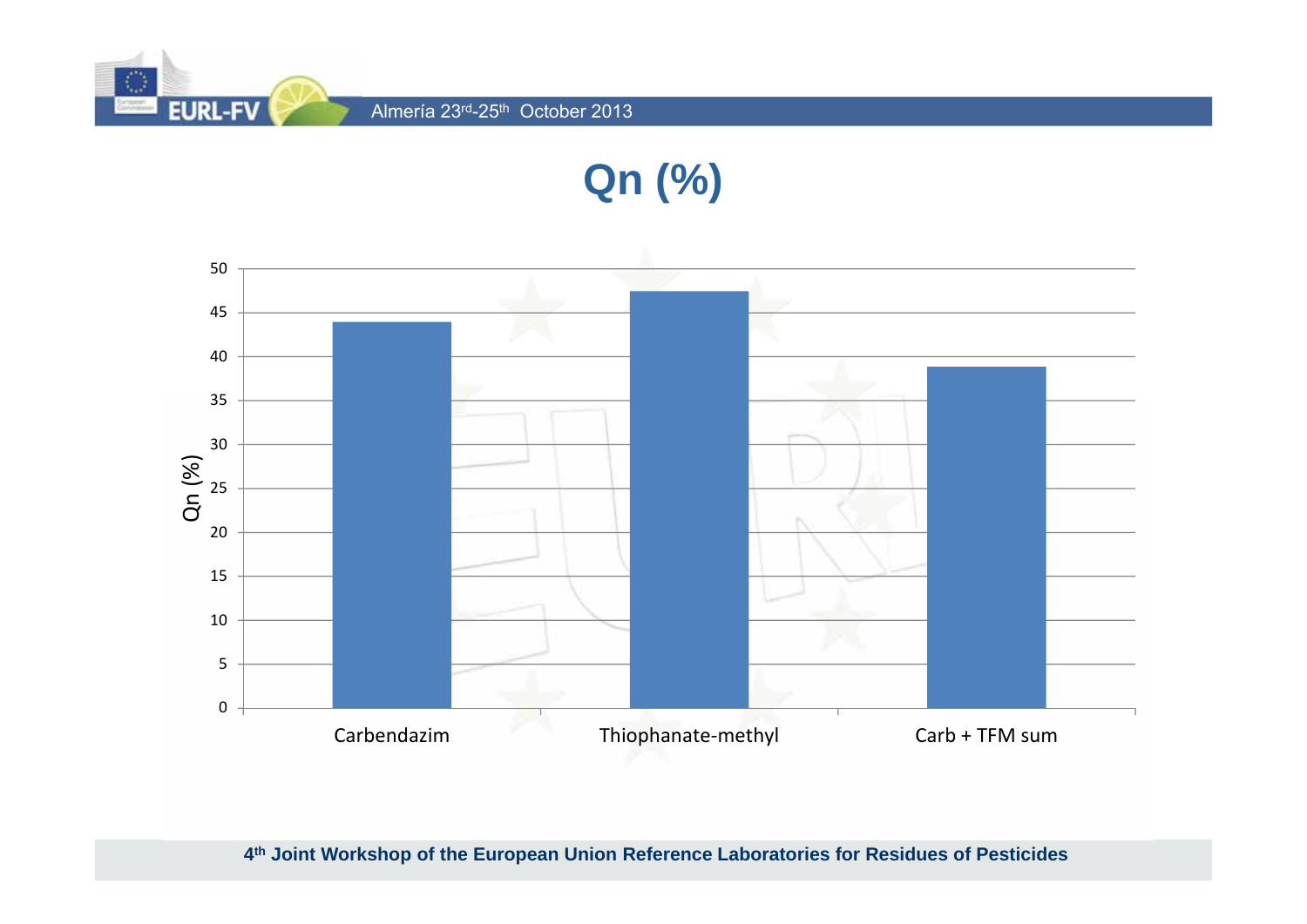# Qn (%)

| | Qn (%) |
|---|---|
| Carbendazim | ~44 |
| Thiophanate-methyl | ~47.5 |
| Carb + TFM sum | ~39 |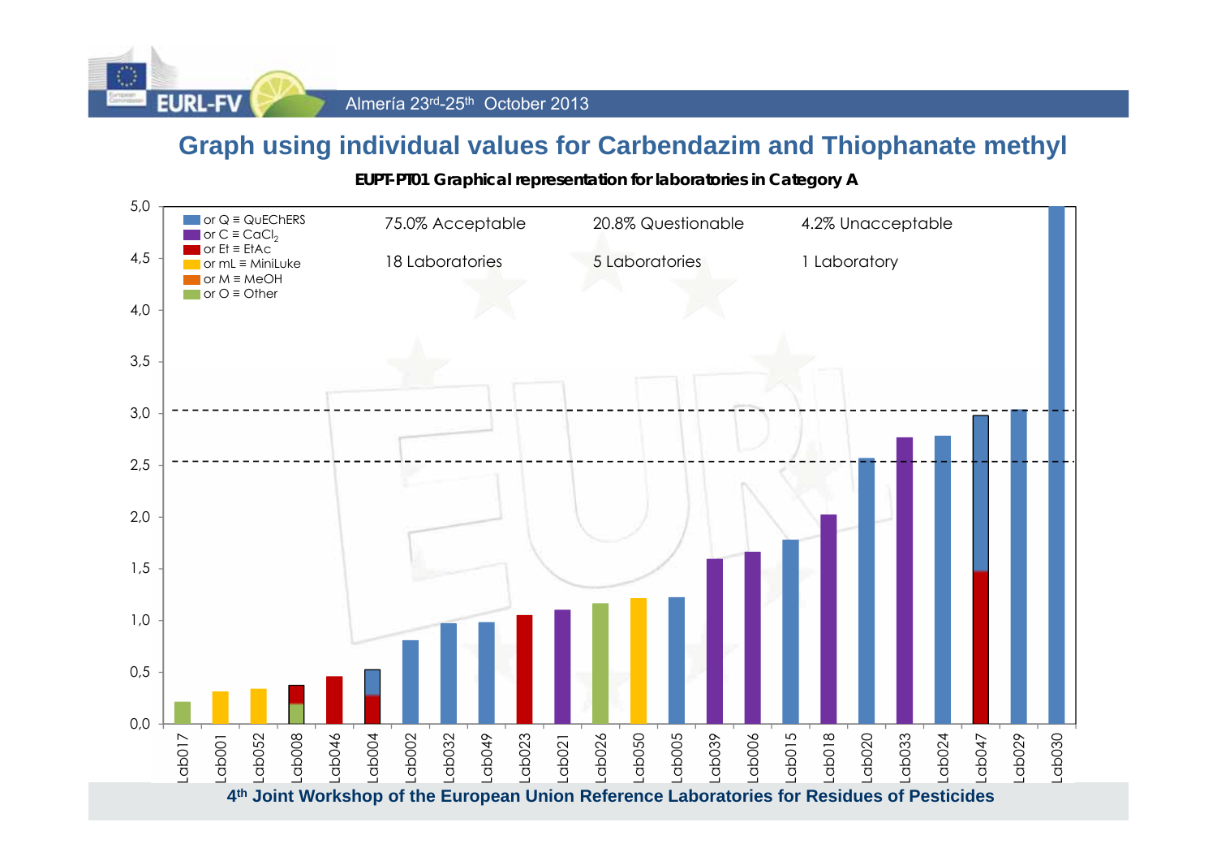## Graph using individual values for Carbendazim and Thiophanate methyl

**EUPT-PT01 Graphical representation for laboratories in Category A**

- or Q ≡ QuEChERS
- or C ≡ $CaCl_2$
- or Et ≡ EtAc
- or mL ≡ MiniLuke
- or M ≡ MeOH
- or O ≡ Other

| 75.0% Acceptable | 20.8% Questionable | 4.2% Unacceptable |
|---|---|---|
| 18 Laboratories | 5 Laboratories | 1 Laboratory |

Y-axis: 0,0 – 5,0

Laboratories (x-axis): Lab017, Lab001, Lab052, Lab008, Lab046, Lab004, Lab002, Lab032, Lab049, Lab023, Lab021, Lab026, Lab050, Lab005, Lab039, Lab006, Lab015, Lab018, Lab020, Lab033, Lab024, Lab047, Lab029, Lab030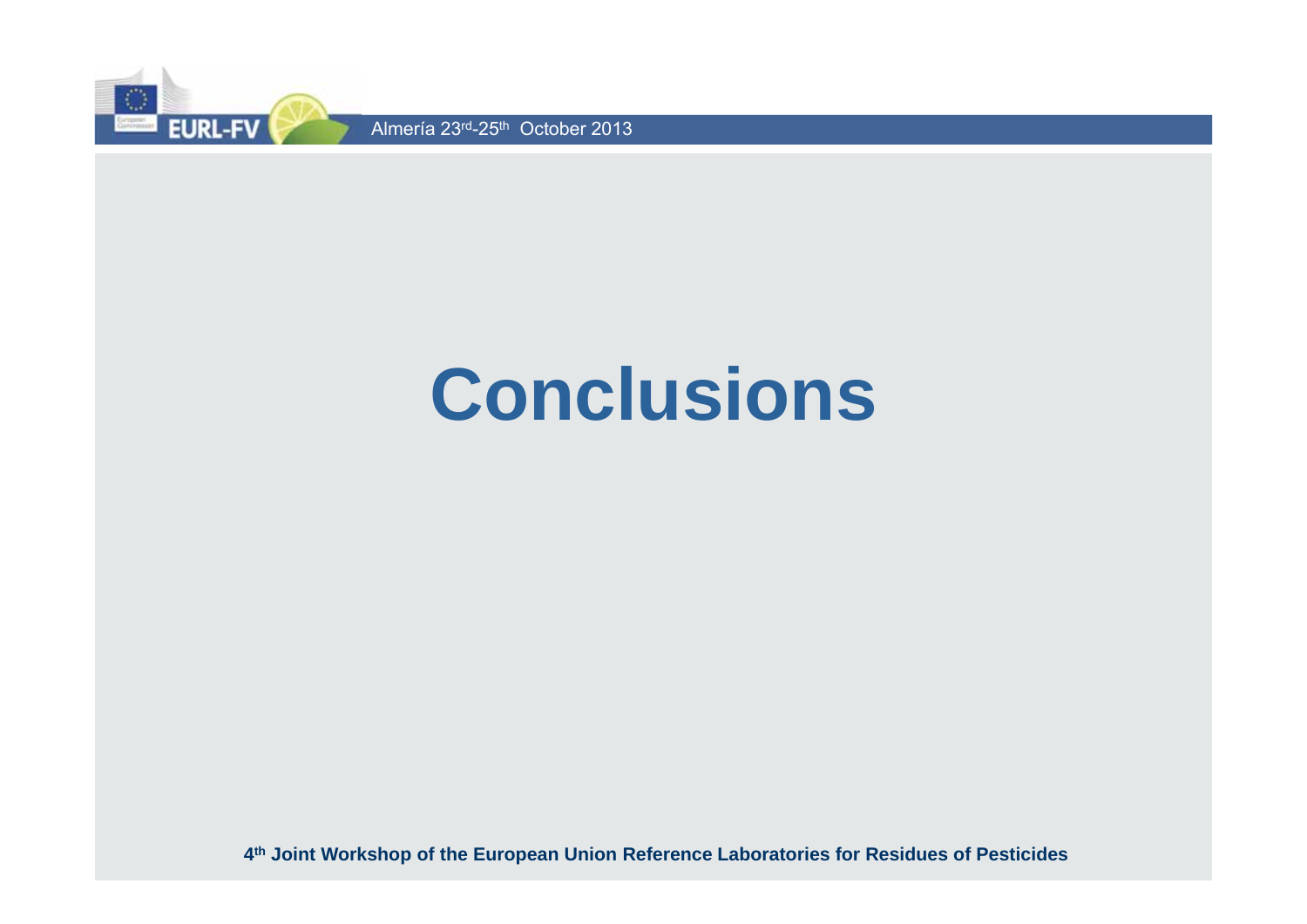# Conclusions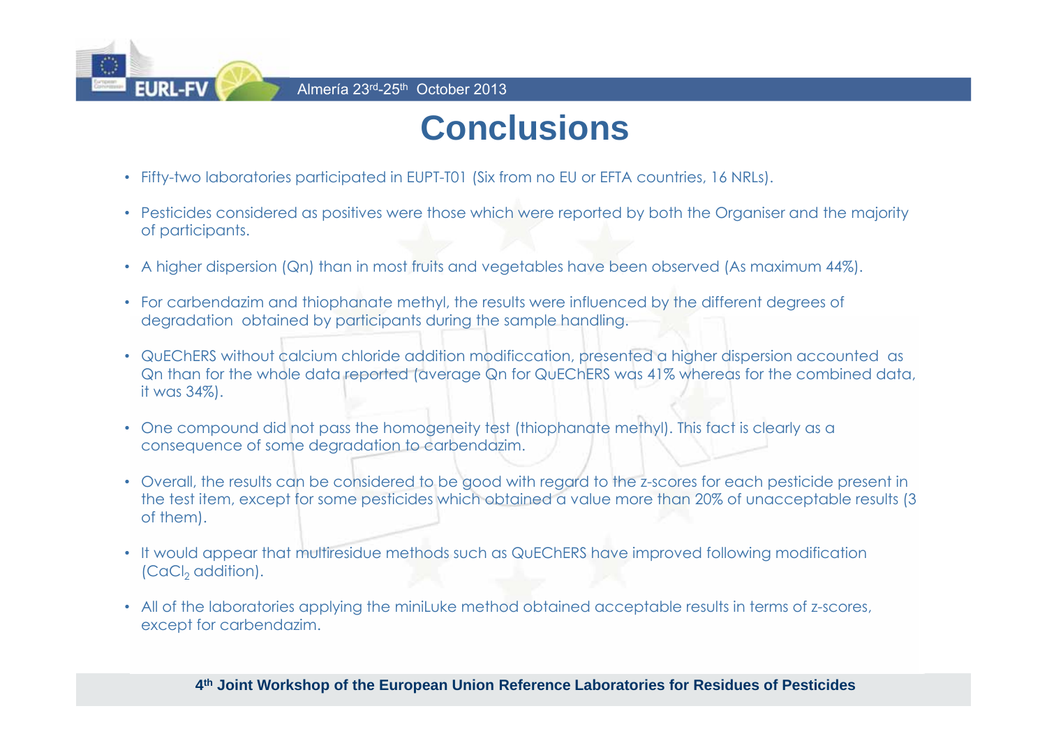# Conclusions

- Fifty-two laboratories participated in EUPT-T01 (Six from no EU or EFTA countries, 16 NRLs).
- Pesticides considered as positives were those which were reported by both the Organiser and the majority of participants.
- A higher dispersion (Qn) than in most fruits and vegetables have been observed (As maximum 44%).
- For carbendazim and thiophanate methyl, the results were influenced by the different degrees of degradation obtained by participants during the sample handling.
- QuEChERS without calcium chloride addition modificcation, presented a higher dispersion accounted as Qn than for the whole data reported (average Qn for QuEChERS was 41% whereas for the combined data, it was 34%).
- One compound did not pass the homogeneity test (thiophanate methyl). This fact is clearly as a consequence of some degradation to carbendazim.
- Overall, the results can be considered to be good with regard to the z-scores for each pesticide present in the test item, except for some pesticides which obtained a value more than 20% of unacceptable results (3 of them).
- It would appear that multiresidue methods such as QuEChERS have improved following modification ($CaCl_2$ addition).
- All of the laboratories applying the miniLuke method obtained acceptable results in terms of z-scores, except for carbendazim.